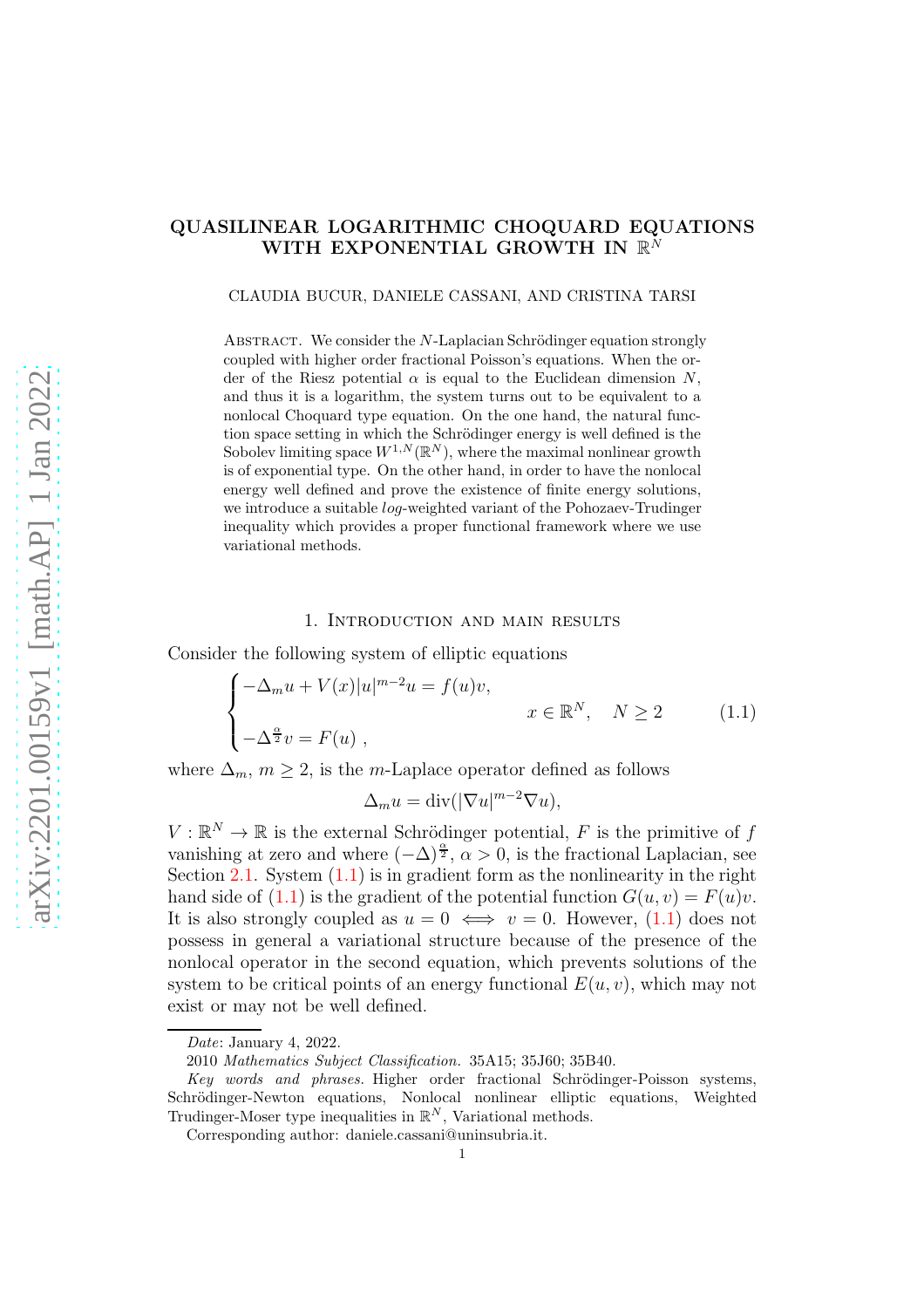# QUASILINEAR LOGARITHMIC CHOQUARD EQUATIONS WITH EXPONENTIAL GROWTH IN $\mathbb{R}^N$

CLAUDIA BUCUR, DANIELE CASSANI, AND CRISTINA TARSI

Abstract. We consider the $N$-Laplacian Schrödinger equation strongly coupled with higher order fractional Poisson's equations. When the order of the Riesz potential $\alpha$ is equal to the Euclidean dimension $N$, and thus it is a logarithm, the system turns out to be equivalent to a nonlocal Choquard type equation. On the one hand, the natural function space setting in which the Schrödinger energy is well defined is the Sobolev limiting space $W^{1,N}(\mathbb{R}^N)$, where the maximal nonlinear growth is of exponential type. On the other hand, in order to have the nonlocal energy well defined and prove the existence of finite energy solutions, we introduce a suitable *log*-weighted variant of the Pohozaev-Trudinger inequality which provides a proper functional framework where we use variational methods.

## 1. Introduction and main results

Consider the following system of elliptic equations

$$\begin{cases} -\Delta_m u + V(x)|u|^{m-2}u = f(u)v, \\ \\ -\Delta^{\frac{\alpha}{2}} v = F(u) \ , \end{cases} \qquad x \in \mathbb{R}^N, \quad N \geq 2 \tag{1.1}$$

where $\Delta_m$, $m \geq 2$, is the $m$-Laplace operator defined as follows

$$\Delta_m u = \text{div}(|\nabla u|^{m-2}\nabla u),$$

$V : \mathbb{R}^N \to \mathbb{R}$ is the external Schrödinger potential, $F$ is the primitive of $f$ vanishing at zero and where $(-\Delta)^{\frac{\alpha}{2}}$, $\alpha > 0$, is the fractional Laplacian, see Section 2.1. System (1.1) is in gradient form as the nonlinearity in the right hand side of (1.1) is the gradient of the potential function $G(u, v) = F(u)v$. It is also strongly coupled as $u = 0 \iff v = 0$. However, (1.1) does not possess in general a variational structure because of the presence of the nonlocal operator in the second equation, which prevents solutions of the system to be critical points of an energy functional $E(u, v)$, which may not exist or may not be well defined.

*Date*: January 4, 2022.

2010 *Mathematics Subject Classification.* 35A15; 35J60; 35B40.

*Key words and phrases.* Higher order fractional Schrödinger-Poisson systems, Schrödinger-Newton equations, Nonlocal nonlinear elliptic equations, Weighted Trudinger-Moser type inequalities in $\mathbb{R}^N$, Variational methods.

Corresponding author: daniele.cassani@uninsubria.it.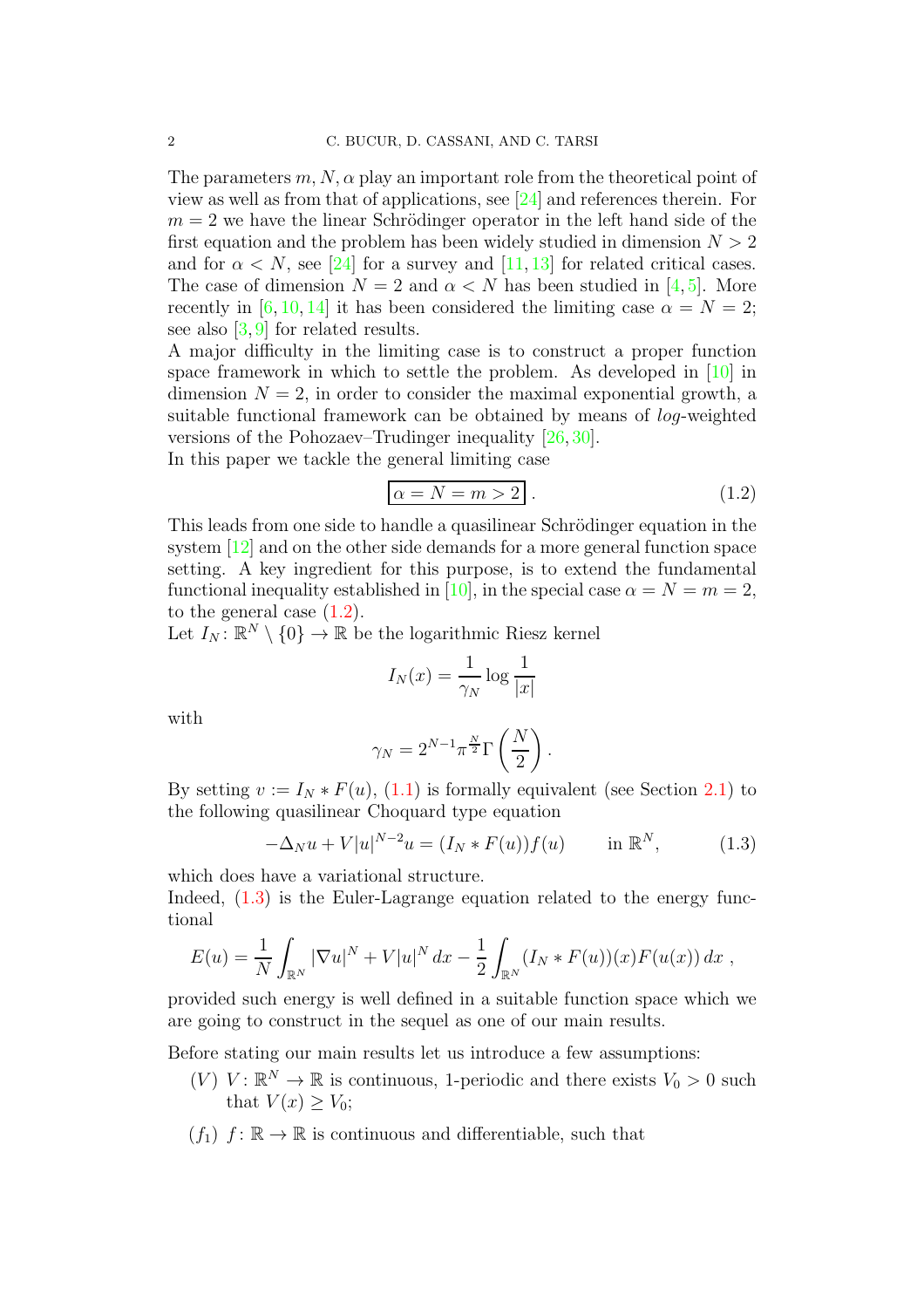The parameters $m, N, \alpha$ play an important role from the theoretical point of view as well as from that of applications, see [24] and references therein. For $m = 2$ we have the linear Schrödinger operator in the left hand side of the first equation and the problem has been widely studied in dimension $N > 2$ and for $\alpha < N$, see [24] for a survey and [11, 13] for related critical cases. The case of dimension $N = 2$ and $\alpha < N$ has been studied in [4, 5]. More recently in [6, 10, 14] it has been considered the limiting case $\alpha = N = 2$; see also [3, 9] for related results.

A major difficulty in the limiting case is to construct a proper function space framework in which to settle the problem. As developed in [10] in dimension $N = 2$, in order to consider the maximal exponential growth, a suitable functional framework can be obtained by means of *log*-weighted versions of the Pohozaev–Trudinger inequality [26, 30].

In this paper we tackle the general limiting case

$$\boxed{\alpha = N = m > 2}\,. \tag{1.2}$$

This leads from one side to handle a quasilinear Schrödinger equation in the system [12] and on the other side demands for a more general function space setting. A key ingredient for this purpose, is to extend the fundamental functional inequality established in [10], in the special case $\alpha = N = m = 2$, to the general case (1.2).

Let $I_N \colon \mathbb{R}^N \setminus \{0\} \to \mathbb{R}$ be the logarithmic Riesz kernel

$$I_N(x) = \frac{1}{\gamma_N} \log \frac{1}{|x|}$$

with

$$\gamma_N = 2^{N-1} \pi^{\frac{N}{2}} \Gamma\left(\frac{N}{2}\right).$$

By setting $v := I_N * F(u)$, (1.1) is formally equivalent (see Section 2.1) to the following quasilinear Choquard type equation

$$-\Delta_N u + V|u|^{N-2}u = (I_N * F(u))f(u) \qquad \text{in } \mathbb{R}^N, \tag{1.3}$$

which does have a variational structure.

Indeed, (1.3) is the Euler-Lagrange equation related to the energy functional

$$E(u) = \frac{1}{N}\int_{\mathbb{R}^N} |\nabla u|^N + V|u|^N \, dx - \frac{1}{2}\int_{\mathbb{R}^N} (I_N * F(u))(x) F(u(x))\, dx\ ,$$

provided such energy is well defined in a suitable function space which we are going to construct in the sequel as one of our main results.

Before stating our main results let us introduce a few assumptions:

- $(V)$ $V \colon \mathbb{R}^N \to \mathbb{R}$ is continuous, 1-periodic and there exists $V_0 > 0$ such that $V(x) \geq V_0$;
- $(f_1)$ $f \colon \mathbb{R} \to \mathbb{R}$ is continuous and differentiable, such that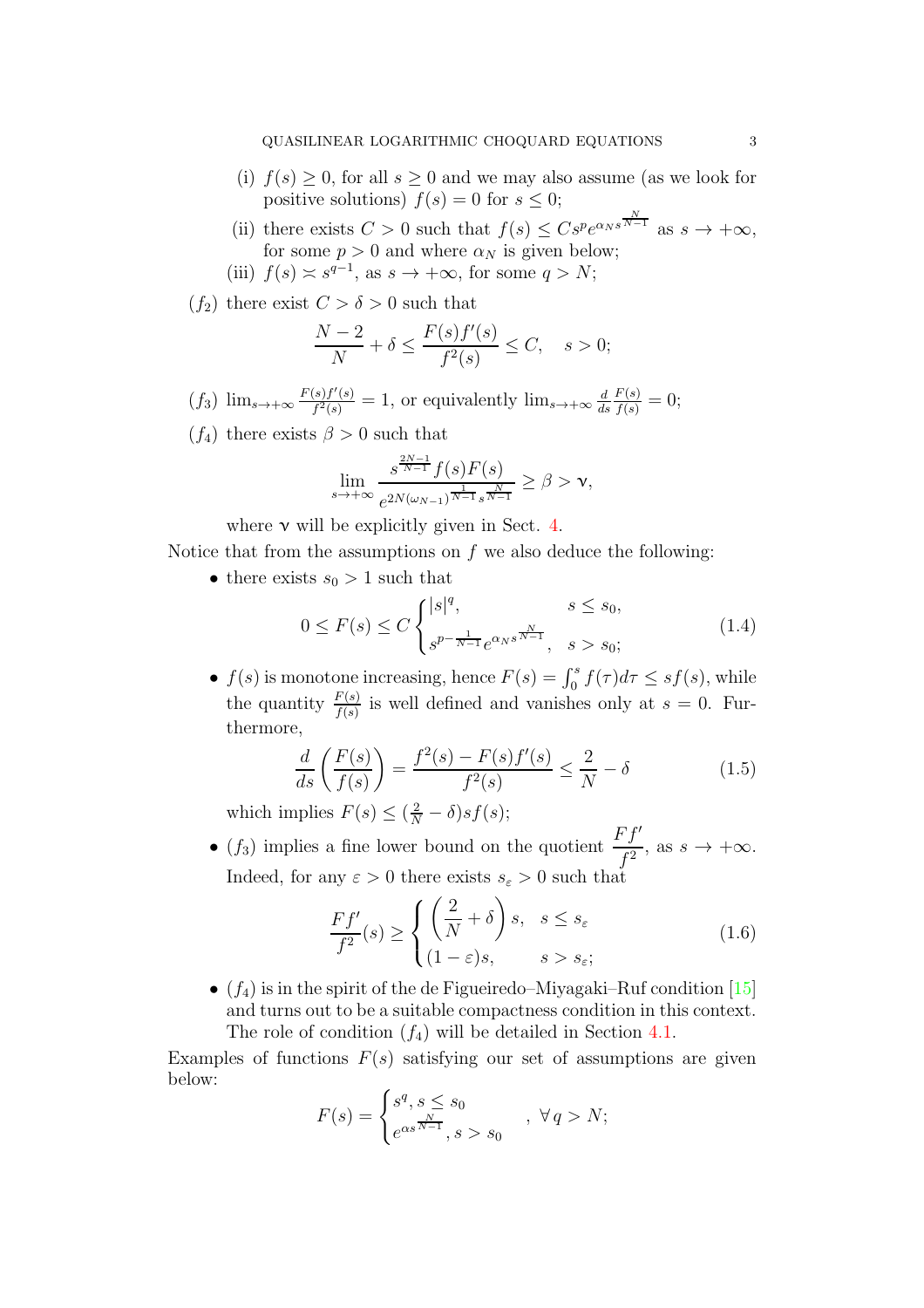(i) $f(s) \geq 0$, for all $s \geq 0$ and we may also assume (as we look for positive solutions) $f(s) = 0$ for $s \leq 0$;

(ii) there exists $C > 0$ such that $f(s) \leq C s^p e^{\alpha_N s^{\frac{N}{N-1}}}$ as $s \to +\infty$, for some $p > 0$ and where $\alpha_N$ is given below;

(iii) $f(s) \asymp s^{q-1}$, as $s \to +\infty$, for some $q > N$;

$(f_2)$ there exist $C > \delta > 0$ such that

$$\frac{N-2}{N} + \delta \leq \frac{F(s)f'(s)}{f^2(s)} \leq C, \quad s > 0;$$

$(f_3)$ $\lim_{s\to+\infty} \frac{F(s)f'(s)}{f^2(s)} = 1$, or equivalently $\lim_{s\to+\infty} \frac{d}{ds}\frac{F(s)}{f(s)} = 0$;

$(f_4)$ there exists $\beta > 0$ such that

$$\lim_{s\to+\infty} \frac{s^{\frac{2N-1}{N-1}} f(s)F(s)}{e^{2N(\omega_{N-1})^{\frac{1}{N-1}} s^{\frac{N}{N-1}}}} \geq \beta > \boldsymbol{\nu},$$

where $\boldsymbol{\nu}$ will be explicitly given in Sect. 4.

Notice that from the assumptions on $f$ we also deduce the following:

- there exists $s_0 > 1$ such that

$$0 \leq F(s) \leq C \begin{cases} |s|^q, & s \leq s_0, \\ s^{p-\frac{1}{N-1}} e^{\alpha_N s^{\frac{N}{N-1}}}, & s > s_0; \end{cases} \tag{1.4}$$

- $f(s)$ is monotone increasing, hence $F(s) = \int_0^s f(\tau)d\tau \leq sf(s)$, while the quantity $\frac{F(s)}{f(s)}$ is well defined and vanishes only at $s = 0$. Furthermore,

$$\frac{d}{ds}\left(\frac{F(s)}{f(s)}\right) = \frac{f^2(s) - F(s)f'(s)}{f^2(s)} \leq \frac{2}{N} - \delta \tag{1.5}$$

which implies $F(s) \leq (\frac{2}{N} - \delta)sf(s)$;

- $(f_3)$ implies a fine lower bound on the quotient $\dfrac{Ff'}{f^2}$, as $s \to +\infty$. Indeed, for any $\varepsilon > 0$ there exists $s_\varepsilon > 0$ such that

$$\frac{Ff'}{f^2}(s) \geq \begin{cases} \left(\dfrac{2}{N} + \delta\right)s, & s \leq s_\varepsilon \\ (1-\varepsilon)s, & s > s_\varepsilon; \end{cases} \tag{1.6}$$

- $(f_4)$ is in the spirit of the de Figueiredo–Miyagaki–Ruf condition [15] and turns out to be a suitable compactness condition in this context. The role of condition $(f_4)$ will be detailed in Section 4.1.

Examples of functions $F(s)$ satisfying our set of assumptions are given below:

$$F(s) = \begin{cases} s^q, s \leq s_0 \\ e^{\alpha s^{\frac{N}{N-1}}}, s > s_0 \end{cases}, \ \forall\, q > N;$$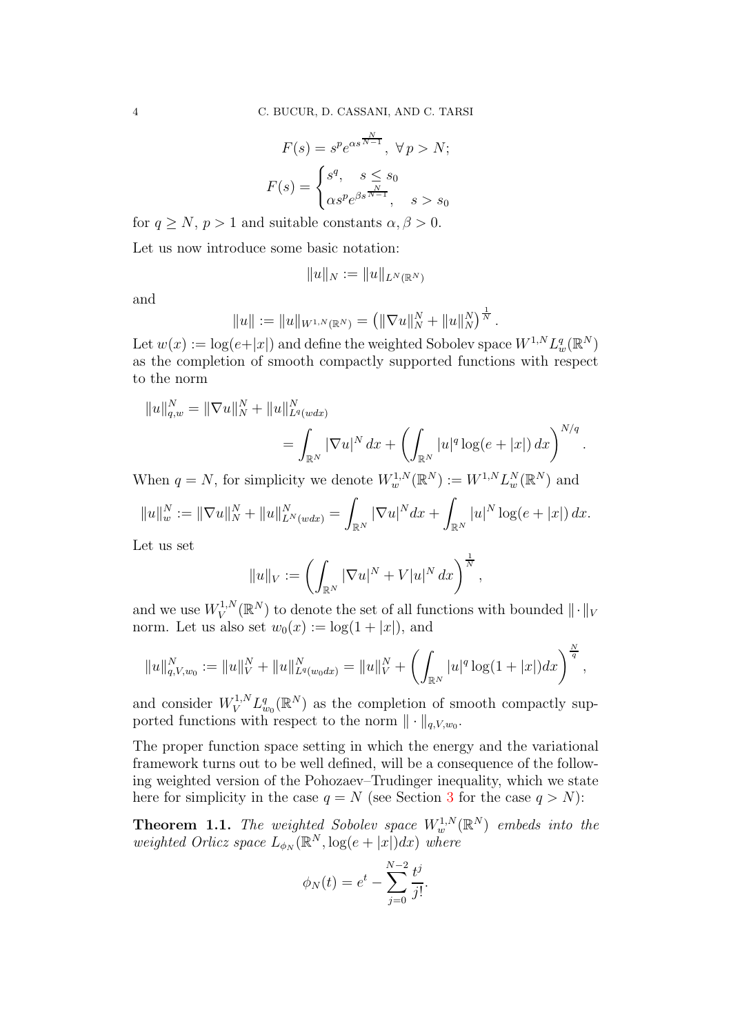$$F(s) = s^p e^{\alpha s^{\frac{N}{N-1}}},\ \forall\, p > N;$$

$$F(s) = \begin{cases} s^q, & s \leq s_0 \\ \alpha s^p e^{\beta s^{\frac{N}{N-1}}}, & s > s_0 \end{cases}$$

for $q \geq N$, $p > 1$ and suitable constants $\alpha, \beta > 0$.

Let us now introduce some basic notation:

$$\|u\|_N := \|u\|_{L^N(\mathbb{R}^N)}$$

and

$$\|u\| := \|u\|_{W^{1,N}(\mathbb{R}^N)} = \left(\|\nabla u\|_N^N + \|u\|_N^N\right)^{\frac{1}{N}}.$$

Let $w(x) := \log(e+|x|)$ and define the weighted Sobolev space $W^{1,N}L^q_w(\mathbb{R}^N)$ as the completion of smooth compactly supported functions with respect to the norm

$$\begin{aligned}\|u\|_{q,w}^N &= \|\nabla u\|_N^N + \|u\|^N_{L^q(w dx)} \\ &= \int_{\mathbb{R}^N} |\nabla u|^N \, dx + \left(\int_{\mathbb{R}^N} |u|^q \log(e+|x|)\, dx\right)^{N/q}.\end{aligned}$$

When $q = N$, for simplicity we denote $W^{1,N}_w(\mathbb{R}^N) := W^{1,N}L^N_w(\mathbb{R}^N)$ and

$$\|u\|_w^N := \|\nabla u\|_N^N + \|u\|^N_{L^N(w dx)} = \int_{\mathbb{R}^N} |\nabla u|^N dx + \int_{\mathbb{R}^N} |u|^N \log(e+|x|)\, dx.$$

Let us set

$$\|u\|_V := \left(\int_{\mathbb{R}^N} |\nabla u|^N + V|u|^N \, dx\right)^{\frac{1}{N}},$$

and we use $W^{1,N}_V(\mathbb{R}^N)$ to denote the set of all functions with bounded $\|\cdot\|_V$ norm. Let us also set $w_0(x) := \log(1+|x|)$, and

$$\|u\|^N_{q,V,w_0} := \|u\|_V^N + \|u\|^N_{L^q(w_0 dx)} = \|u\|_V^N + \left(\int_{\mathbb{R}^N} |u|^q \log(1+|x|) dx\right)^{\frac{N}{q}},$$

and consider $W^{1,N}_V L^q_{w_0}(\mathbb{R}^N)$ as the completion of smooth compactly supported functions with respect to the norm $\|\cdot\|_{q,V,w_0}$.

The proper function space setting in which the energy and the variational framework turns out to be well defined, will be a consequence of the following weighted version of the Pohozaev–Trudinger inequality, which we state here for simplicity in the case $q = N$ (see Section 3 for the case $q > N$):

**Theorem 1.1.** *The weighted Sobolev space $W^{1,N}_w(\mathbb{R}^N)$ embeds into the weighted Orlicz space $L_{\phi_N}(\mathbb{R}^N, \log(e+|x|)dx)$ where*

$$\phi_N(t) = e^t - \sum_{j=0}^{N-2} \frac{t^j}{j!}.$$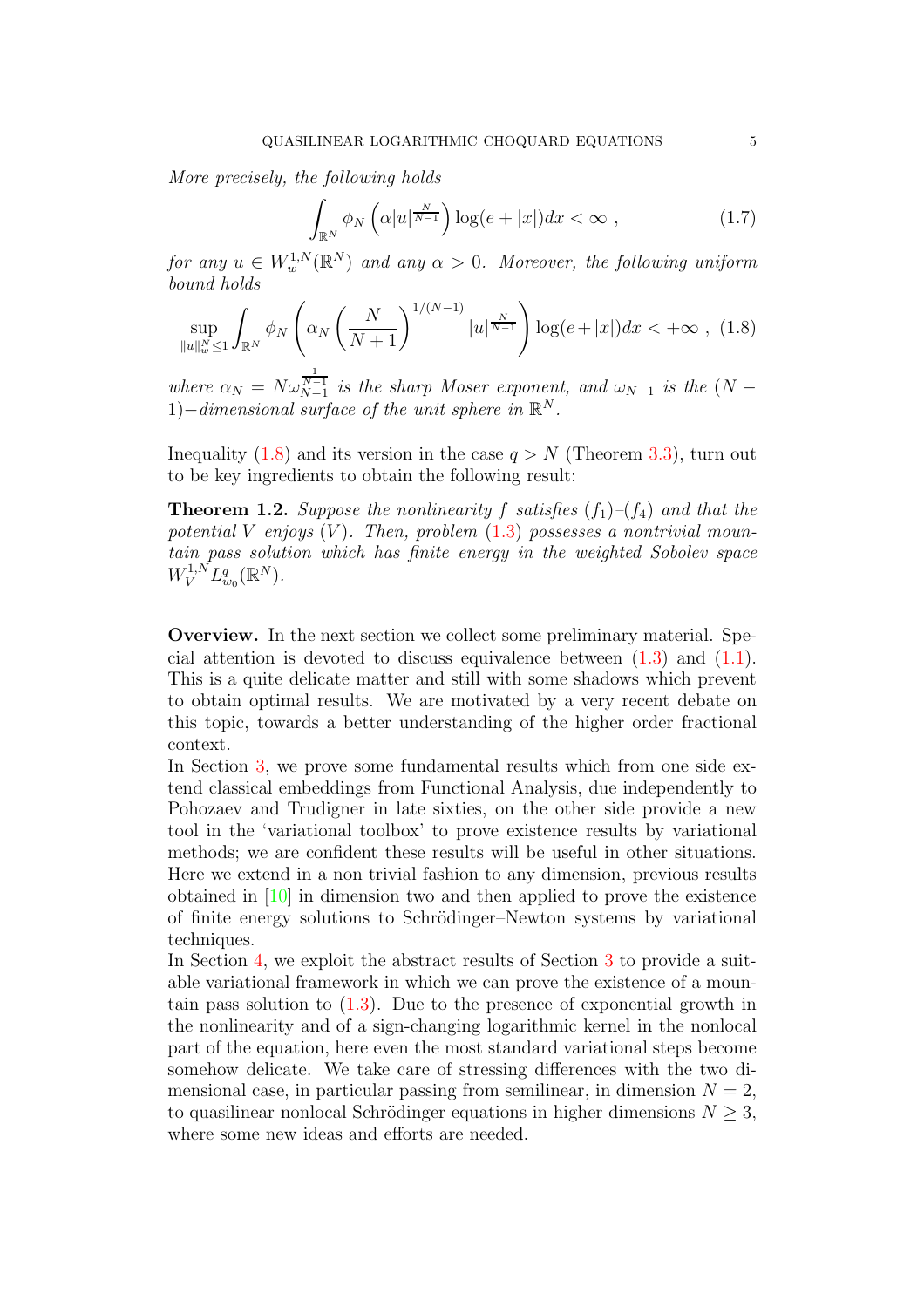*More precisely, the following holds*

$$\int_{\mathbb{R}^N} \phi_N \left(\alpha |u|^{\frac{N}{N-1}}\right) \log(e+|x|)dx < \infty \ , \tag{1.7}$$

*for any $u \in W^{1,N}_w(\mathbb{R}^N)$ and any $\alpha > 0$. Moreover, the following uniform bound holds*

$$\sup_{\|u\|_w^N \leq 1} \int_{\mathbb{R}^N} \phi_N \left(\alpha_N \left(\frac{N}{N+1}\right)^{1/(N-1)} |u|^{\frac{N}{N-1}}\right) \log(e+|x|)dx < +\infty \ , \tag{1.8}$$

*where $\alpha_N = N\omega_{N-1}^{\frac{1}{N-1}}$ is the sharp Moser exponent, and $\omega_{N-1}$ is the $(N-1)-$dimensional surface of the unit sphere in $\mathbb{R}^N$.*

Inequality (1.8) and its version in the case $q > N$ (Theorem 3.3), turn out to be key ingredients to obtain the following result:

**Theorem 1.2.** *Suppose the nonlinearity $f$ satisfies $(f_1)$–$(f_4)$ and that the potential $V$ enjoys $(V)$. Then, problem (1.3) possesses a nontrivial mountain pass solution which has finite energy in the weighted Sobolev space $W^{1,N}_V L^q_{w_0}(\mathbb{R}^N)$.*

**Overview.** In the next section we collect some preliminary material. Special attention is devoted to discuss equivalence between (1.3) and (1.1). This is a quite delicate matter and still with some shadows which prevent to obtain optimal results. We are motivated by a very recent debate on this topic, towards a better understanding of the higher order fractional context.
In Section 3, we prove some fundamental results which from one side extend classical embeddings from Functional Analysis, due independently to Pohozaev and Trudigner in late sixties, on the other side provide a new tool in the 'variational toolbox' to prove existence results by variational methods; we are confident these results will be useful in other situations. Here we extend in a non trivial fashion to any dimension, previous results obtained in [10] in dimension two and then applied to prove the existence of finite energy solutions to Schrödinger–Newton systems by variational techniques.
In Section 4, we exploit the abstract results of Section 3 to provide a suitable variational framework in which we can prove the existence of a mountain pass solution to (1.3). Due to the presence of exponential growth in the nonlinearity and of a sign-changing logarithmic kernel in the nonlocal part of the equation, here even the most standard variational steps become somehow delicate. We take care of stressing differences with the two dimensional case, in particular passing from semilinear, in dimension $N = 2$, to quasilinear nonlocal Schrödinger equations in higher dimensions $N \geq 3$, where some new ideas and efforts are needed.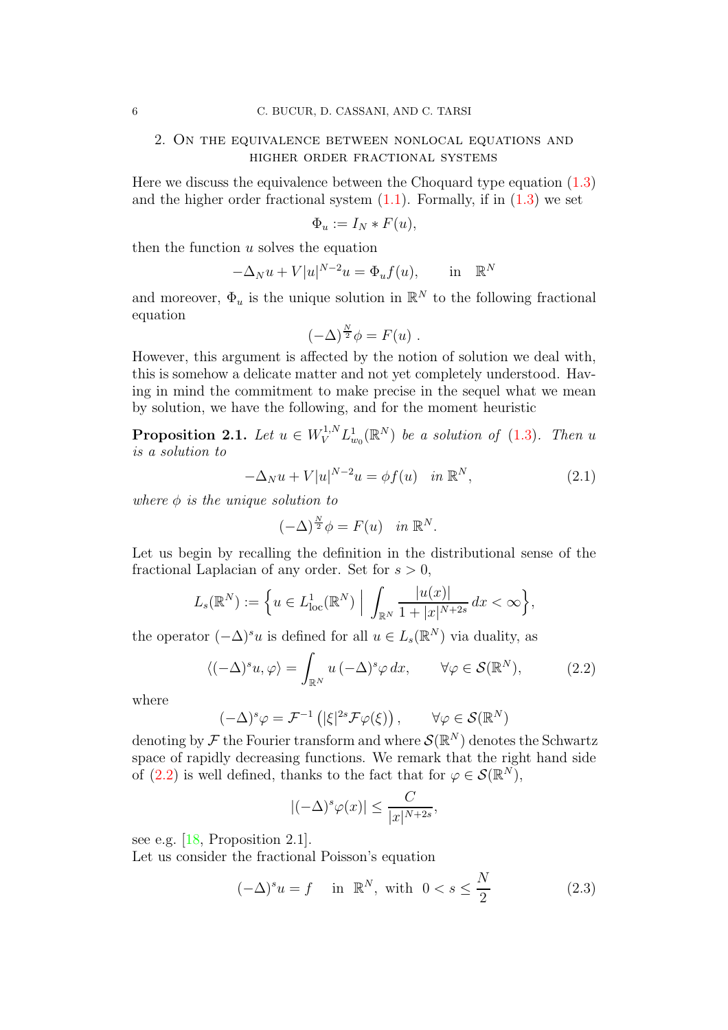## 2. On the equivalence between nonlocal equations and higher order fractional systems

Here we discuss the equivalence between the Choquard type equation (1.3) and the higher order fractional system (1.1). Formally, if in (1.3) we set

$$\Phi_u := I_N * F(u),$$

then the function $u$ solves the equation

$$-\Delta_N u + V|u|^{N-2}u = \Phi_u f(u), \qquad \text{in} \quad \mathbb{R}^N$$

and moreover, $\Phi_u$ is the unique solution in $\mathbb{R}^N$ to the following fractional equation

$$(-\Delta)^{\frac{N}{2}}\phi = F(u) \ .$$

However, this argument is affected by the notion of solution we deal with, this is somehow a delicate matter and not yet completely understood. Having in mind the commitment to make precise in the sequel what we mean by solution, we have the following, and for the moment heuristic

**Proposition 2.1.** *Let $u \in W^{1,N}_V L^1_{w_0}(\mathbb{R}^N)$ be a solution of (1.3). Then $u$ is a solution to*

$$-\Delta_N u + V|u|^{N-2}u = \phi f(u) \quad \text{in } \mathbb{R}^N, \tag{2.1}$$

*where $\phi$ is the unique solution to*

$$(-\Delta)^{\frac{N}{2}}\phi = F(u) \quad \text{in } \mathbb{R}^N.$$

Let us begin by recalling the definition in the distributional sense of the fractional Laplacian of any order. Set for $s > 0$,

$$L_s(\mathbb{R}^N) := \Big\{ u \in L^1_{\text{loc}}(\mathbb{R}^N) \ \Big| \ \int_{\mathbb{R}^N} \frac{|u(x)|}{1 + |x|^{N+2s}}\, dx < \infty \Big\},$$

the operator $(-\Delta)^s u$ is defined for all $u \in L_s(\mathbb{R}^N)$ via duality, as

$$\langle (-\Delta)^s u, \varphi \rangle = \int_{\mathbb{R}^N} u\, (-\Delta)^s \varphi \, dx, \qquad \forall \varphi \in \mathcal{S}(\mathbb{R}^N), \tag{2.2}$$

where

$$(-\Delta)^s \varphi = \mathcal{F}^{-1}\left( |\xi|^{2s} \mathcal{F}\varphi(\xi) \right), \qquad \forall \varphi \in \mathcal{S}(\mathbb{R}^N)$$

denoting by $\mathcal{F}$ the Fourier transform and where $\mathcal{S}(\mathbb{R}^N)$ denotes the Schwartz space of rapidly decreasing functions. We remark that the right hand side of (2.2) is well defined, thanks to the fact that for $\varphi \in \mathcal{S}(\mathbb{R}^N)$,

$$|(-\Delta)^s \varphi(x)| \leq \frac{C}{|x|^{N+2s}},$$

see e.g. [18, Proposition 2.1].
Let us consider the fractional Poisson's equation

$$(-\Delta)^s u = f \quad \text{ in } \ \mathbb{R}^N, \ \text{with } \ 0 < s \leq \frac{N}{2} \tag{2.3}$$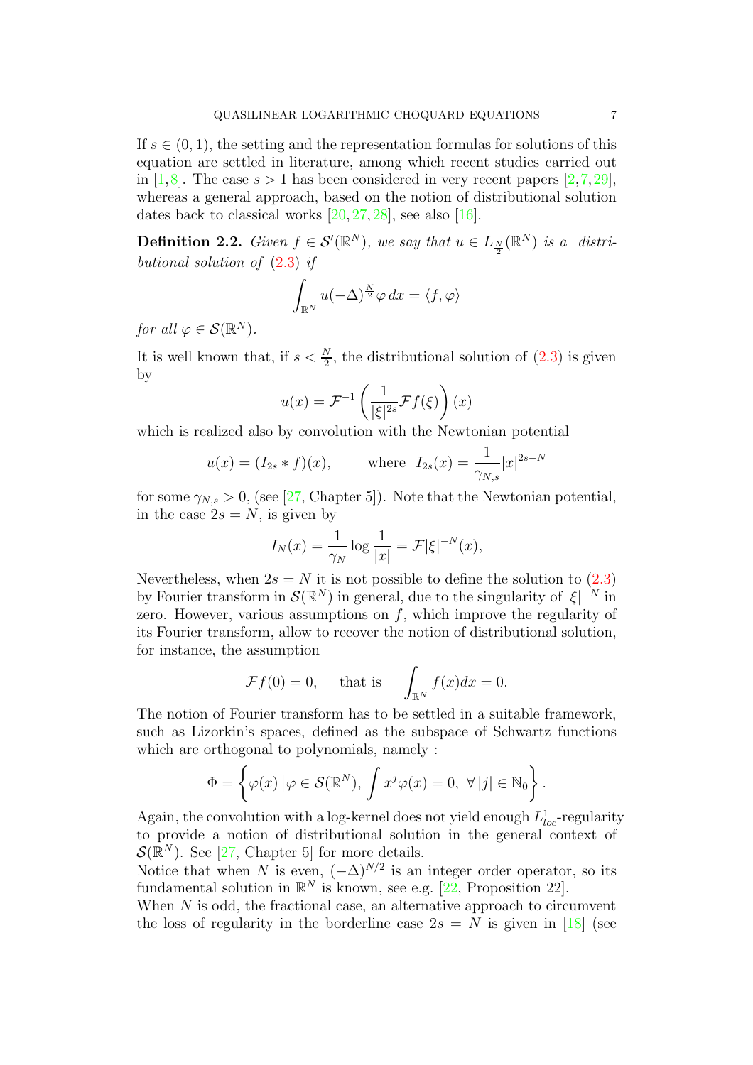If $s \in (0, 1)$, the setting and the representation formulas for solutions of this equation are settled in literature, among which recent studies carried out in [1, 8]. The case $s > 1$ has been considered in very recent papers [2, 7, 29], whereas a general approach, based on the notion of distributional solution dates back to classical works [20, 27, 28], see also [16].

**Definition 2.2.** *Given $f \in \mathcal{S}'(\mathbb{R}^N)$, we say that $u \in L_{\frac{N}{2}}(\mathbb{R}^N)$ is a distributional solution of (2.3) if*

$$\int_{\mathbb{R}^N} u(-\Delta)^{\frac{N}{2}}\varphi \, dx = \langle f, \varphi \rangle$$

*for all $\varphi \in \mathcal{S}(\mathbb{R}^N)$.*

It is well known that, if $s < \frac{N}{2}$, the distributional solution of (2.3) is given by

$$u(x) = \mathcal{F}^{-1}\left(\frac{1}{|\xi|^{2s}}\mathcal{F}f(\xi)\right)(x)$$

which is realized also by convolution with the Newtonian potential

$$u(x) = (I_{2s} * f)(x), \qquad \text{where } \ I_{2s}(x) = \frac{1}{\gamma_{N,s}}|x|^{2s-N}$$

for some $\gamma_{N,s} > 0$, (see [27, Chapter 5]). Note that the Newtonian potential, in the case $2s = N$, is given by

$$I_N(x) = \frac{1}{\gamma_N}\log\frac{1}{|x|} = \mathcal{F}|\xi|^{-N}(x),$$

Nevertheless, when $2s = N$ it is not possible to define the solution to (2.3) by Fourier transform in $\mathcal{S}(\mathbb{R}^N)$ in general, due to the singularity of $|\xi|^{-N}$ in zero. However, various assumptions on $f$, which improve the regularity of its Fourier transform, allow to recover the notion of distributional solution, for instance, the assumption

$$\mathcal{F}f(0) = 0, \quad \text{ that is } \quad \int_{\mathbb{R}^N} f(x)dx = 0.$$

The notion of Fourier transform has to be settled in a suitable framework, such as Lizorkin's spaces, defined as the subspace of Schwartz functions which are orthogonal to polynomials, namely :

$$\Phi = \left\{\varphi(x) \,|\, \varphi \in \mathcal{S}(\mathbb{R}^N), \int x^j\varphi(x) = 0, \ \forall\, |j| \in \mathbb{N}_0\right\}.$$

Again, the convolution with a log-kernel does not yield enough $L^1_{loc}$-regularity to provide a notion of distributional solution in the general context of $\mathcal{S}(\mathbb{R}^N)$. See [27, Chapter 5] for more details.

Notice that when $N$ is even, $(-\Delta)^{N/2}$ is an integer order operator, so its fundamental solution in $\mathbb{R}^N$ is known, see e.g. [22, Proposition 22].

When $N$ is odd, the fractional case, an alternative approach to circumvent the loss of regularity in the borderline case $2s = N$ is given in [18] (see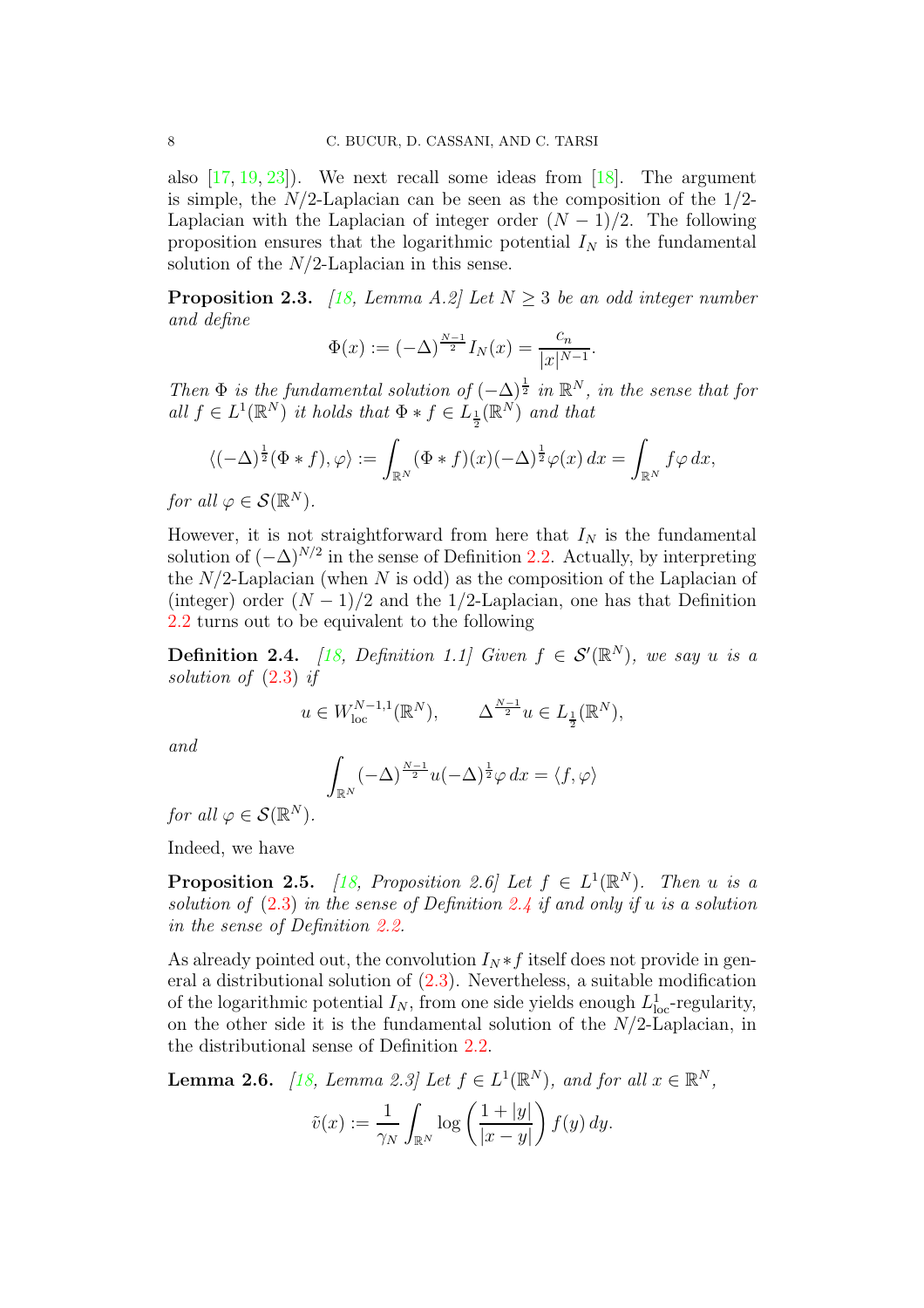also [17, 19, 23]). We next recall some ideas from [18]. The argument is simple, the $N/2$-Laplacian can be seen as the composition of the $1/2$-Laplacian with the Laplacian of integer order $(N-1)/2$. The following proposition ensures that the logarithmic potential $I_N$ is the fundamental solution of the $N/2$-Laplacian in this sense.

**Proposition 2.3.** *[18, Lemma A.2] Let $N \geq 3$ be an odd integer number and define*

$$\Phi(x) := (-\Delta)^{\frac{N-1}{2}} I_N(x) = \frac{c_n}{|x|^{N-1}}.$$

*Then $\Phi$ is the fundamental solution of $(-\Delta)^{\frac{1}{2}}$ in $\mathbb{R}^N$, in the sense that for all $f \in L^1(\mathbb{R}^N)$ it holds that $\Phi * f \in L_{\frac{1}{2}}(\mathbb{R}^N)$ and that*

$$\langle (-\Delta)^{\frac{1}{2}}(\Phi * f), \varphi \rangle := \int_{\mathbb{R}^N} (\Phi * f)(x)(-\Delta)^{\frac{1}{2}}\varphi(x)\, dx = \int_{\mathbb{R}^N} f\varphi \, dx,$$

*for all $\varphi \in \mathcal{S}(\mathbb{R}^N)$.*

However, it is not straightforward from here that $I_N$ is the fundamental solution of $(-\Delta)^{N/2}$ in the sense of Definition 2.2. Actually, by interpreting the $N/2$-Laplacian (when $N$ is odd) as the composition of the Laplacian of (integer) order $(N-1)/2$ and the $1/2$-Laplacian, one has that Definition 2.2 turns out to be equivalent to the following

**Definition 2.4.** *[18, Definition 1.1] Given $f \in \mathcal{S}'(\mathbb{R}^N)$, we say $u$ is a solution of (2.3) if*

$$u \in W^{N-1,1}_{\rm loc}(\mathbb{R}^N), \qquad \Delta^{\frac{N-1}{2}} u \in L_{\frac{1}{2}}(\mathbb{R}^N),$$

*and*

$$\int_{\mathbb{R}^N} (-\Delta)^{\frac{N-1}{2}} u (-\Delta)^{\frac{1}{2}} \varphi \, dx = \langle f, \varphi \rangle$$

*for all $\varphi \in \mathcal{S}(\mathbb{R}^N)$.*

Indeed, we have

**Proposition 2.5.** *[18, Proposition 2.6] Let $f \in L^1(\mathbb{R}^N)$. Then $u$ is a solution of (2.3) in the sense of Definition 2.4 if and only if $u$ is a solution in the sense of Definition 2.2.*

As already pointed out, the convolution $I_N * f$ itself does not provide in general a distributional solution of (2.3). Nevertheless, a suitable modification of the logarithmic potential $I_N$, from one side yields enough $L^1_{\rm loc}$-regularity, on the other side it is the fundamental solution of the $N/2$-Laplacian, in the distributional sense of Definition 2.2.

**Lemma 2.6.** *[18, Lemma 2.3] Let $f \in L^1(\mathbb{R}^N)$, and for all $x \in \mathbb{R}^N$,*

$$\tilde{v}(x) := \frac{1}{\gamma_N} \int_{\mathbb{R}^N} \log \left( \frac{1+|y|}{|x-y|} \right) f(y)\, dy.$$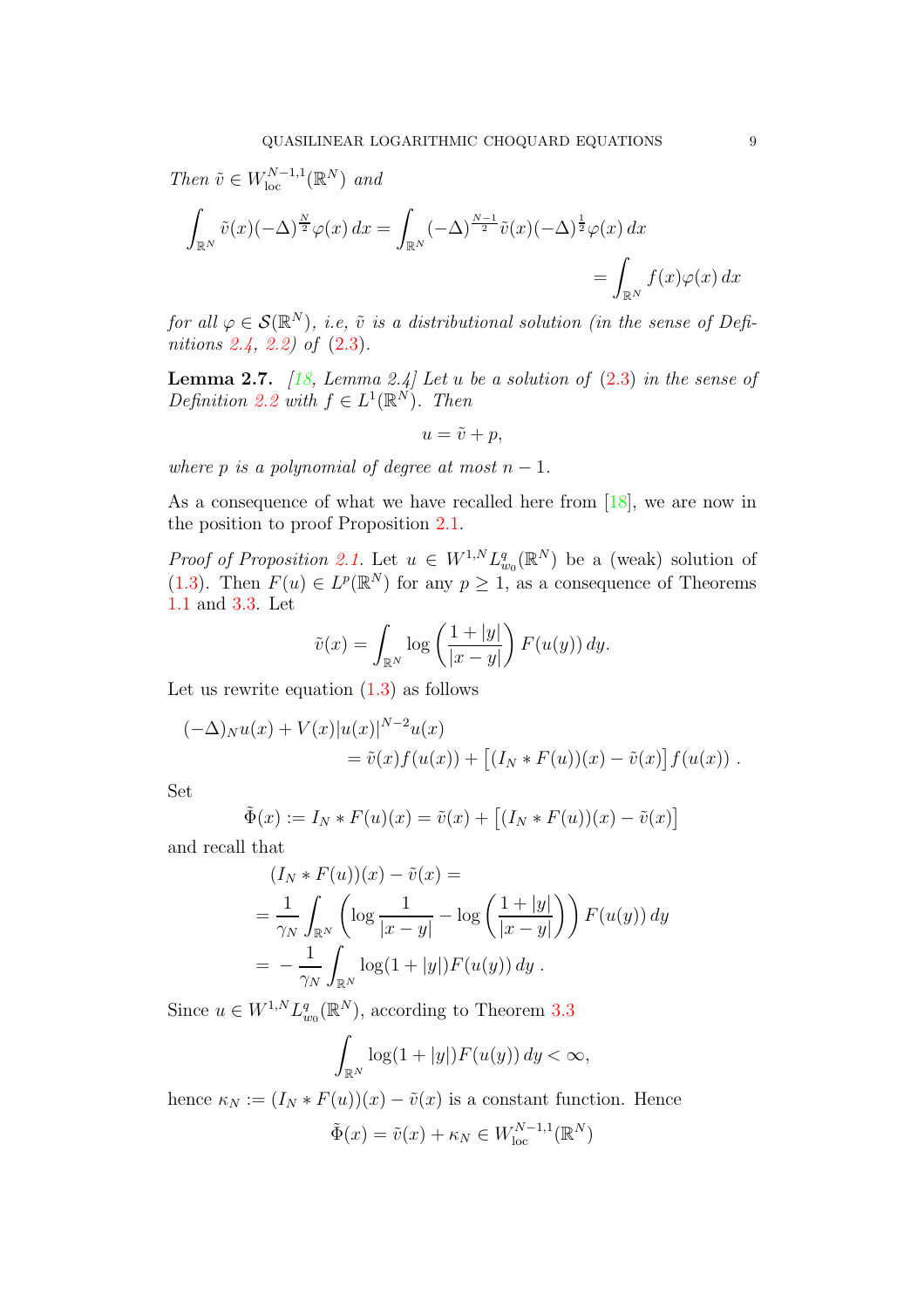*Then $\tilde{v} \in W^{N-1,1}_{\text{loc}}(\mathbb{R}^N)$ and*

$$\int_{\mathbb{R}^N} \tilde{v}(x)(-\Delta)^{\frac{N}{2}}\varphi(x)\,dx = \int_{\mathbb{R}^N} (-\Delta)^{\frac{N-1}{2}}\tilde{v}(x)(-\Delta)^{\frac{1}{2}}\varphi(x)\,dx$$
$$= \int_{\mathbb{R}^N} f(x)\varphi(x)\,dx$$

*for all $\varphi \in \mathcal{S}(\mathbb{R}^N)$, i.e, $\tilde{v}$ is a distributional solution (in the sense of Definitions 2.4, 2.2) of (2.3).*

**Lemma 2.7.** *[18, Lemma 2.4] Let $u$ be a solution of (2.3) in the sense of Definition 2.2 with $f \in L^1(\mathbb{R}^N)$. Then*

$$u = \tilde{v} + p,$$

*where $p$ is a polynomial of degree at most $n-1$.*

As a consequence of what we have recalled here from [18], we are now in the position to proof Proposition 2.1.

*Proof of Proposition 2.1.* Let $u \in W^{1,N}L^q_{w_0}(\mathbb{R}^N)$ be a (weak) solution of (1.3). Then $F(u) \in L^p(\mathbb{R}^N)$ for any $p \geq 1$, as a consequence of Theorems 1.1 and 3.3. Let

$$\tilde{v}(x) = \int_{\mathbb{R}^N} \log\left(\frac{1+|y|}{|x-y|}\right) F(u(y))\,dy.$$

Let us rewrite equation (1.3) as follows

$$\begin{aligned}(-\Delta)_N u(x) &+ V(x)|u(x)|^{N-2}u(x)\\ &= \tilde{v}(x)f(u(x)) + \left[(I_N * F(u))(x) - \tilde{v}(x)\right]f(u(x))\,.\end{aligned}$$

Set

$$\tilde{\Phi}(x) := I_N * F(u)(x) = \tilde{v}(x) + \left[(I_N * F(u))(x) - \tilde{v}(x)\right]$$

and recall that

$$\begin{aligned}&(I_N * F(u))(x) - \tilde{v}(x) =\\ &= \frac{1}{\gamma_N}\int_{\mathbb{R}^N}\left(\log\frac{1}{|x-y|} - \log\left(\frac{1+|y|}{|x-y|}\right)\right)F(u(y))\,dy\\ &= -\frac{1}{\gamma_N}\int_{\mathbb{R}^N}\log(1+|y|)F(u(y))\,dy\,.\end{aligned}$$

Since $u \in W^{1,N}L^q_{w_0}(\mathbb{R}^N)$, according to Theorem 3.3

$$\int_{\mathbb{R}^N}\log(1+|y|)F(u(y))\,dy < \infty,$$

hence $\kappa_N := (I_N * F(u))(x) - \tilde{v}(x)$ is a constant function. Hence

$$\tilde{\Phi}(x) = \tilde{v}(x) + \kappa_N \in W^{N-1,1}_{\text{loc}}(\mathbb{R}^N)$$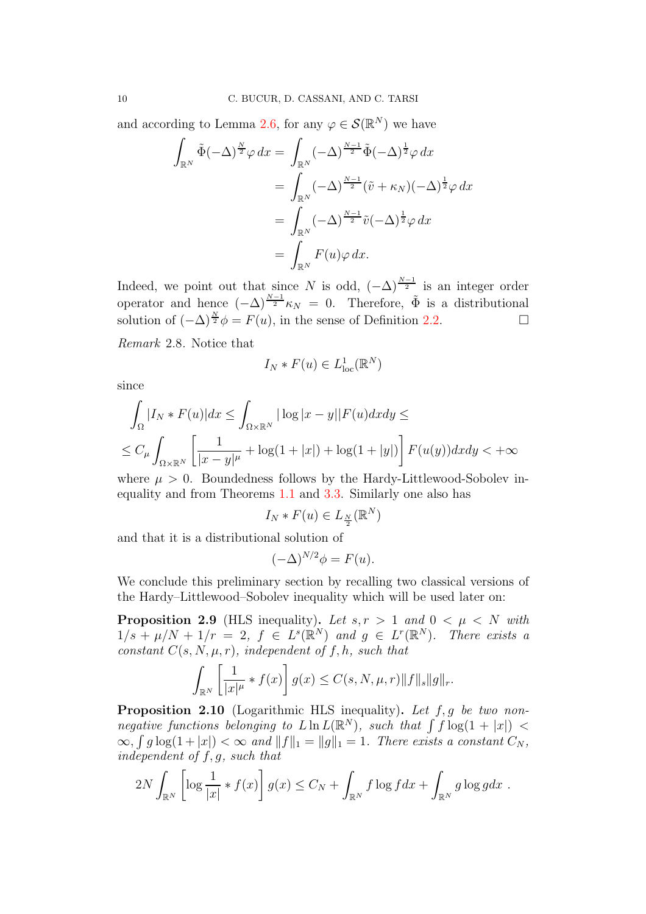and according to Lemma 2.6, for any $\varphi \in \mathcal{S}(\mathbb{R}^N)$ we have

$$
\begin{aligned}
\int_{\mathbb{R}^N} \tilde{\Phi}(-\Delta)^{\frac{N}{2}}\varphi \, dx &= \int_{\mathbb{R}^N} (-\Delta)^{\frac{N-1}{2}}\tilde{\Phi}(-\Delta)^{\frac{1}{2}}\varphi \, dx \\
&= \int_{\mathbb{R}^N} (-\Delta)^{\frac{N-1}{2}}(\tilde{v} + \kappa_N)(-\Delta)^{\frac{1}{2}}\varphi \, dx \\
&= \int_{\mathbb{R}^N} (-\Delta)^{\frac{N-1}{2}}\tilde{v}(-\Delta)^{\frac{1}{2}}\varphi \, dx \\
&= \int_{\mathbb{R}^N} F(u)\varphi \, dx.
\end{aligned}
$$

Indeed, we point out that since $N$ is odd, $(-\Delta)^{\frac{N-1}{2}}$ is an integer order operator and hence $(-\Delta)^{\frac{N-1}{2}}\kappa_N = 0$. Therefore, $\tilde{\Phi}$ is a distributional solution of $(-\Delta)^{\frac{N}{2}}\phi = F(u)$, in the sense of Definition 2.2. □

*Remark* 2.8. Notice that

$$
I_N * F(u) \in L^1_{\text{loc}}(\mathbb{R}^N)
$$

since

$$
\int_\Omega |I_N * F(u)| dx \leq \int_{\Omega \times \mathbb{R}^N} |\log|x-y|| F(u) dx dy \leq
$$

$$
\leq C_\mu \int_{\Omega \times \mathbb{R}^N} \left[ \frac{1}{|x-y|^\mu} + \log(1+|x|) + \log(1+|y|) \right] F(u(y)) dx dy < +\infty
$$

where $\mu > 0$. Boundedness follows by the Hardy-Littlewood-Sobolev inequality and from Theorems 1.1 and 3.3. Similarly one also has

$$
I_N * F(u) \in L_{\frac{N}{2}}(\mathbb{R}^N)
$$

and that it is a distributional solution of

$$
(-\Delta)^{N/2}\phi = F(u).
$$

We conclude this preliminary section by recalling two classical versions of the Hardy–Littlewood–Sobolev inequality which will be used later on:

**Proposition 2.9** (HLS inequality)**.** *Let $s, r > 1$ and $0 < \mu < N$ with $1/s + \mu/N + 1/r = 2$, $f \in L^s(\mathbb{R}^N)$ and $g \in L^r(\mathbb{R}^N)$. There exists a constant $C(s, N, \mu, r)$, independent of $f, h$, such that*

$$
\int_{\mathbb{R}^N} \left[ \frac{1}{|x|^\mu} * f(x) \right] g(x) \leq C(s, N, \mu, r) \|f\|_s \|g\|_r.
$$

**Proposition 2.10** (Logarithmic HLS inequality)**.** *Let $f, g$ be two non-negative functions belonging to $L \ln L(\mathbb{R}^N)$, such that $\int f \log(1+|x|) < \infty$, $\int g \log(1+|x|) < \infty$ and $\|f\|_1 = \|g\|_1 = 1$. There exists a constant $C_N$, independent of $f, g$, such that*

$$
2N \int_{\mathbb{R}^N} \left[ \log \frac{1}{|x|} * f(x) \right] g(x) \leq C_N + \int_{\mathbb{R}^N} f \log f dx + \int_{\mathbb{R}^N} g \log g dx \ .
$$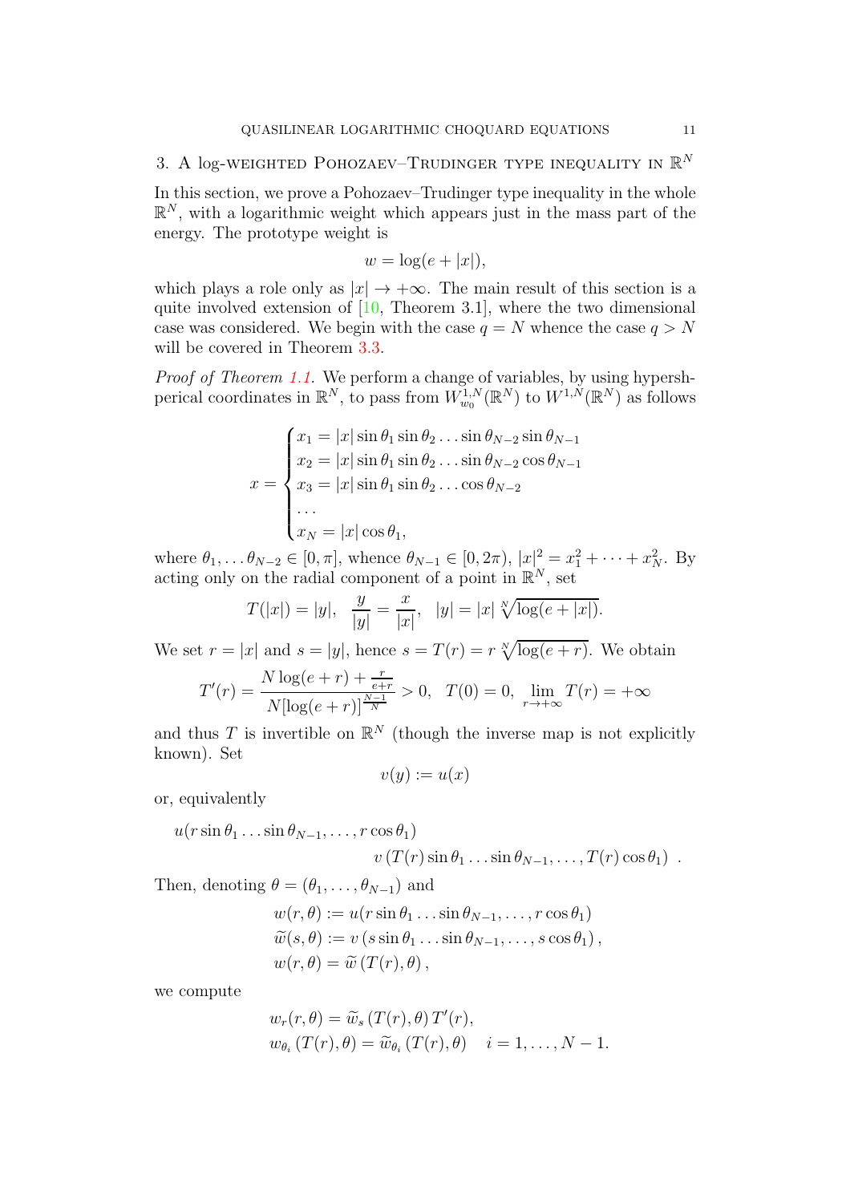## 3. A log-weighted Pohozaev–Trudinger type inequality in $\mathbb{R}^N$

In this section, we prove a Pohozaev–Trudinger type inequality in the whole $\mathbb{R}^N$, with a logarithmic weight which appears just in the mass part of the energy. The prototype weight is

$$w = \log(e + |x|),$$

which plays a role only as $|x| \to +\infty$. The main result of this section is a quite involved extension of [10, Theorem 3.1], where the two dimensional case was considered. We begin with the case $q = N$ whence the case $q > N$ will be covered in Theorem 3.3.

*Proof of Theorem 1.1.* We perform a change of variables, by using hypershperical coordinates in $\mathbb{R}^N$, to pass from $W^{1,N}_{w_0}(\mathbb{R}^N)$ to $W^{1,N}(\mathbb{R}^N)$ as follows

$$x = \begin{cases} x_1 = |x| \sin\theta_1 \sin\theta_2 \dots \sin\theta_{N-2} \sin\theta_{N-1} \\ x_2 = |x| \sin\theta_1 \sin\theta_2 \dots \sin\theta_{N-2} \cos\theta_{N-1} \\ x_3 = |x| \sin\theta_1 \sin\theta_2 \dots \cos\theta_{N-2} \\ \dots \\ x_N = |x| \cos\theta_1, \end{cases}$$

where $\theta_1, \dots \theta_{N-2} \in [0, \pi]$, whence $\theta_{N-1} \in [0, 2\pi)$, $|x|^2 = x_1^2 + \dots + x_N^2$. By acting only on the radial component of a point in $\mathbb{R}^N$, set

$$T(|x|) = |y|, \quad \frac{y}{|y|} = \frac{x}{|x|}, \quad |y| = |x| \sqrt[N]{\log(e + |x|)}.$$

We set $r = |x|$ and $s = |y|$, hence $s = T(r) = r \sqrt[N]{\log(e + r)}$. We obtain

$$T'(r) = \frac{N \log(e + r) + \frac{r}{e+r}}{N[\log(e + r)]^{\frac{N-1}{N}}} > 0, \quad T(0) = 0, \quad \lim_{r \to +\infty} T(r) = +\infty$$

and thus $T$ is invertible on $\mathbb{R}^N$ (though the inverse map is not explicitly known). Set

$$v(y) := u(x)$$

or, equivalently

$$u(r \sin\theta_1 \dots \sin\theta_{N-1}, \dots, r \cos\theta_1) \\ v\left(T(r) \sin\theta_1 \dots \sin\theta_{N-1}, \dots, T(r) \cos\theta_1\right) .$$

Then, denoting $\theta = (\theta_1, \dots, \theta_{N-1})$ and

$$\begin{aligned} w(r, \theta) &:= u(r \sin\theta_1 \dots \sin\theta_{N-1}, \dots, r \cos\theta_1) \\ \widetilde{w}(s, \theta) &:= v\left(s \sin\theta_1 \dots \sin\theta_{N-1}, \dots, s \cos\theta_1\right), \\ w(r, \theta) &= \widetilde{w}\left(T(r), \theta\right), \end{aligned}$$

we compute

$$\begin{aligned} w_r(r, \theta) &= \widetilde{w}_s\left(T(r), \theta\right) T'(r), \\ w_{\theta_i}\left(T(r), \theta\right) &= \widetilde{w}_{\theta_i}\left(T(r), \theta\right) \quad i = 1, \dots, N-1. \end{aligned}$$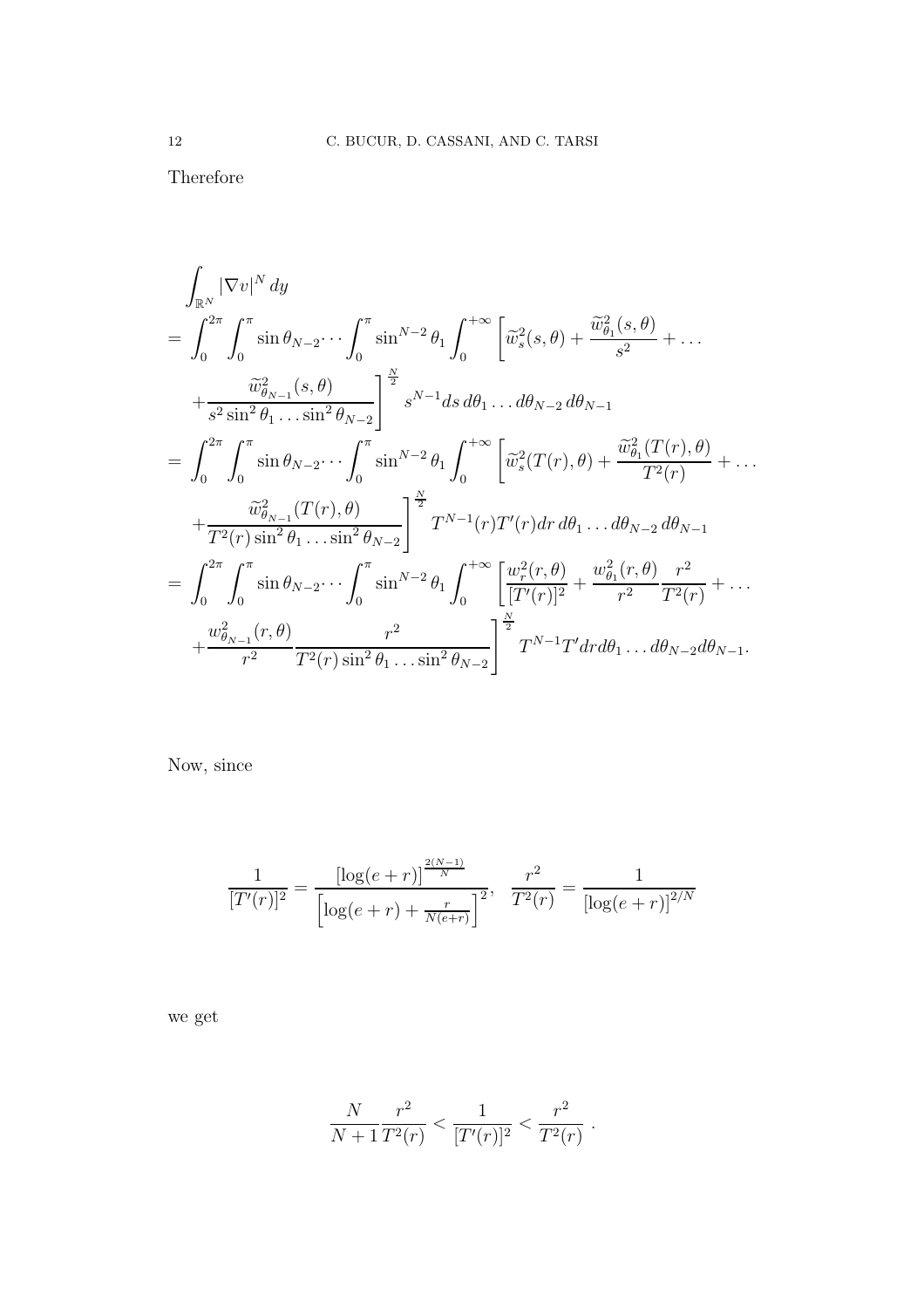Therefore

$$
\begin{aligned}
&\int_{\mathbb{R}^N} |\nabla v|^N \, dy \\
&= \int_0^{2\pi} \int_0^{\pi} \sin\theta_{N-2} \cdots \int_0^{\pi} \sin^{N-2}\theta_1 \int_0^{+\infty} \left[ \widetilde{w}_s^2(s,\theta) + \frac{\widetilde{w}_{\theta_1}^2(s,\theta)}{s^2} + \ldots \right. \\
&\quad \left. + \frac{\widetilde{w}_{\theta_{N-1}}^2(s,\theta)}{s^2 \sin^2\theta_1 \ldots \sin^2\theta_{N-2}} \right]^{\frac{N}{2}} s^{N-1} ds \, d\theta_1 \ldots d\theta_{N-2} \, d\theta_{N-1} \\
&= \int_0^{2\pi} \int_0^{\pi} \sin\theta_{N-2} \cdots \int_0^{\pi} \sin^{N-2}\theta_1 \int_0^{+\infty} \left[ \widetilde{w}_s^2(T(r),\theta) + \frac{\widetilde{w}_{\theta_1}^2(T(r),\theta)}{T^2(r)} + \ldots \right. \\
&\quad \left. + \frac{\widetilde{w}_{\theta_{N-1}}^2(T(r),\theta)}{T^2(r) \sin^2\theta_1 \ldots \sin^2\theta_{N-2}} \right]^{\frac{N}{2}} T^{N-1}(r) T'(r) dr \, d\theta_1 \ldots d\theta_{N-2} \, d\theta_{N-1} \\
&= \int_0^{2\pi} \int_0^{\pi} \sin\theta_{N-2} \cdots \int_0^{\pi} \sin^{N-2}\theta_1 \int_0^{+\infty} \left[ \frac{w_r^2(r,\theta)}{[T'(r)]^2} + \frac{w_{\theta_1}^2(r,\theta)}{r^2} \frac{r^2}{T^2(r)} + \ldots \right. \\
&\quad \left. + \frac{w_{\theta_{N-1}}^2(r,\theta)}{r^2} \frac{r^2}{T^2(r) \sin^2\theta_1 \ldots \sin^2\theta_{N-2}} \right]^{\frac{N}{2}} T^{N-1} T' dr d\theta_1 \ldots d\theta_{N-2} d\theta_{N-1}.
\end{aligned}
$$

Now, since

$$
\frac{1}{[T'(r)]^2} = \frac{[\log(e+r)]^{\frac{2(N-1)}{N}}}{\left[\log(e+r) + \frac{r}{N(e+r)}\right]^2}, \quad \frac{r^2}{T^2(r)} = \frac{1}{[\log(e+r)]^{2/N}}
$$

we get

$$
\frac{N}{N+1} \frac{r^2}{T^2(r)} < \frac{1}{[T'(r)]^2} < \frac{r^2}{T^2(r)} \; .
$$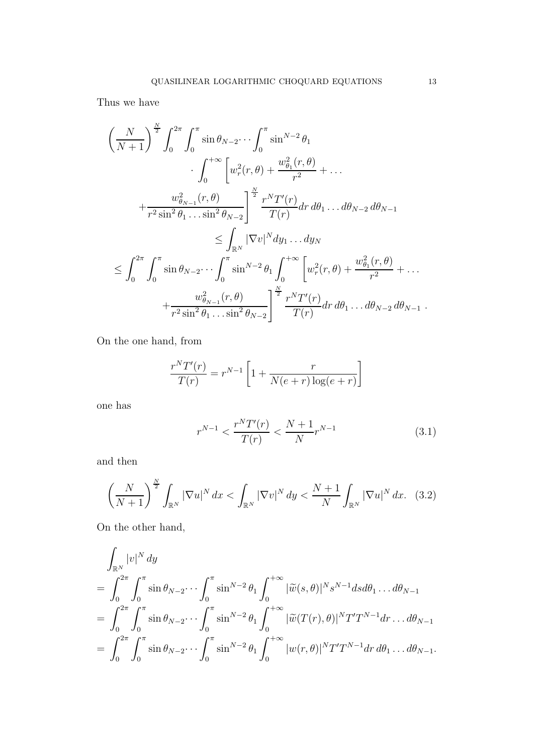Thus we have

$$
\begin{aligned}
&\left(\frac{N}{N+1}\right)^{\frac{N}{2}} \int_0^{2\pi}\int_0^{\pi} \sin\theta_{N-2}\cdots\int_0^{\pi}\sin^{N-2}\theta_1 \\
&\qquad \cdot \int_0^{+\infty}\left[w_r^2(r,\theta)+\frac{w_{\theta_1}^2(r,\theta)}{r^2}+\dots\right. \\
&\qquad \left. +\frac{w_{\theta_{N-1}}^2(r,\theta)}{r^2\sin^2\theta_1\dots\sin^2\theta_{N-2}}\right]^{\frac{N}{2}} \frac{r^N T'(r)}{T(r)} dr\, d\theta_1\dots d\theta_{N-2}\, d\theta_{N-1} \\
&\qquad \le \int_{\mathbb{R}^N} |\nabla v|^N dy_1\dots dy_N \\
&\le \int_0^{2\pi}\int_0^{\pi} \sin\theta_{N-2}\cdots\int_0^{\pi}\sin^{N-2}\theta_1 \int_0^{+\infty}\left[w_r^2(r,\theta)+\frac{w_{\theta_1}^2(r,\theta)}{r^2}+\dots\right. \\
&\qquad \left. +\frac{w_{\theta_{N-1}}^2(r,\theta)}{r^2\sin^2\theta_1\dots\sin^2\theta_{N-2}}\right]^{\frac{N}{2}} \frac{r^N T'(r)}{T(r)} dr\, d\theta_1\dots d\theta_{N-2}\, d\theta_{N-1}\ .
\end{aligned}
$$

On the one hand, from

$$
\frac{r^N T'(r)}{T(r)} = r^{N-1}\left[1+\frac{r}{N(e+r)\log(e+r)}\right]
$$

one has

$$
r^{N-1} < \frac{r^N T'(r)}{T(r)} < \frac{N+1}{N} r^{N-1} \tag{3.1}
$$

and then

$$
\left(\frac{N}{N+1}\right)^{\frac{N}{2}} \int_{\mathbb{R}^N} |\nabla u|^N dx < \int_{\mathbb{R}^N} |\nabla v|^N dy < \frac{N+1}{N}\int_{\mathbb{R}^N} |\nabla u|^N dx. \tag{3.2}
$$

On the other hand,

$$
\begin{aligned}
&\int_{\mathbb{R}^N} |v|^N dy \\
&= \int_0^{2\pi}\int_0^{\pi} \sin\theta_{N-2}\cdots\int_0^{\pi}\sin^{N-2}\theta_1 \int_0^{+\infty} |\widetilde{w}(s,\theta)|^N s^{N-1} ds d\theta_1\dots d\theta_{N-1} \\
&= \int_0^{2\pi}\int_0^{\pi} \sin\theta_{N-2}\cdots\int_0^{\pi}\sin^{N-2}\theta_1 \int_0^{+\infty} |\widetilde{w}(T(r),\theta)|^N T' T^{N-1} dr\dots d\theta_{N-1} \\
&= \int_0^{2\pi}\int_0^{\pi} \sin\theta_{N-2}\cdots\int_0^{\pi}\sin^{N-2}\theta_1 \int_0^{+\infty} |w(r,\theta)|^N T' T^{N-1} dr\, d\theta_1\dots d\theta_{N-1}.
\end{aligned}
$$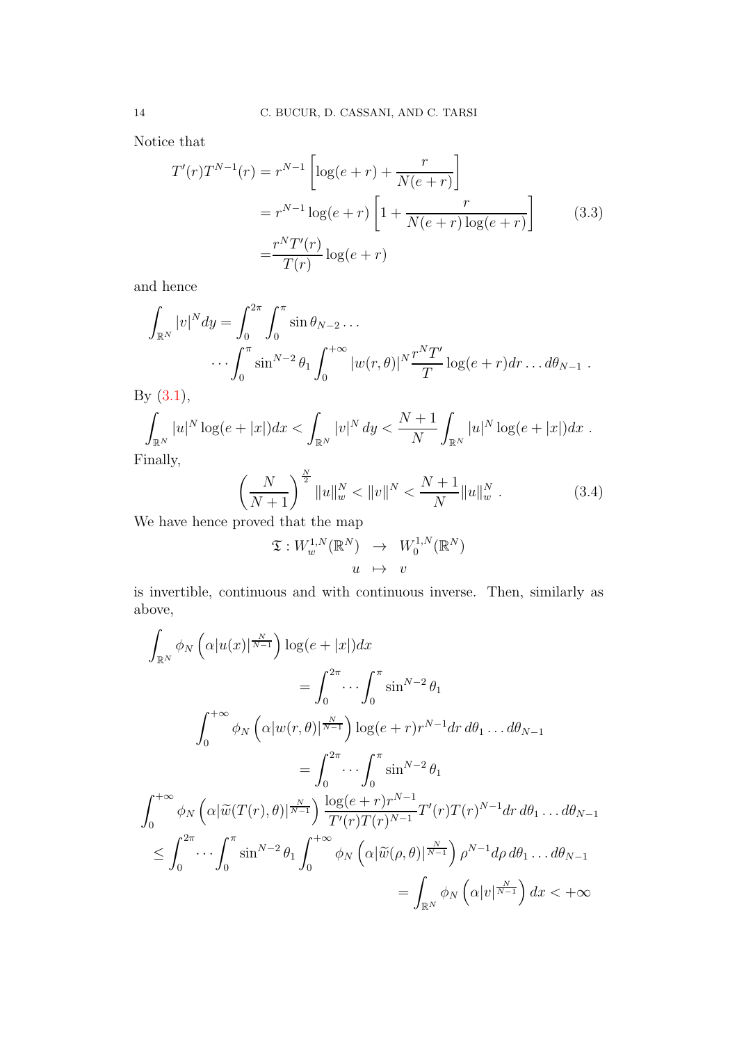Notice that

$$
\begin{aligned}
T'(r)T^{N-1}(r) &= r^{N-1}\left[\log(e+r) + \frac{r}{N(e+r)}\right] \\
&= r^{N-1}\log(e+r)\left[1 + \frac{r}{N(e+r)\log(e+r)}\right] \\
&= \frac{r^N T'(r)}{T(r)}\log(e+r)
\end{aligned}
\tag{3.3}
$$

and hence

$$
\int_{\mathbb{R}^N} |v|^N dy = \int_0^{2\pi}\int_0^{\pi} \sin\theta_{N-2}\dots \cdots \int_0^{\pi} \sin^{N-2}\theta_1 \int_0^{+\infty} |w(r,\theta)|^N \frac{r^N T'}{T}\log(e+r)dr \dots d\theta_{N-1}\ .
$$

By (3.1),

$$
\int_{\mathbb{R}^N} |u|^N \log(e+|x|)dx < \int_{\mathbb{R}^N} |v|^N\, dy < \frac{N+1}{N}\int_{\mathbb{R}^N} |u|^N \log(e+|x|)dx\ .
$$

Finally,

$$
\left(\frac{N}{N+1}\right)^{\frac{N}{2}} \|u\|_w^N < \|v\|^N < \frac{N+1}{N}\|u\|_w^N\ . \tag{3.4}
$$

We have hence proved that the map

$$
\begin{array}{rcl}
\mathfrak{T}: W_w^{1,N}(\mathbb{R}^N) & \to & W_0^{1,N}(\mathbb{R}^N) \\
u & \mapsto & v
\end{array}
$$

is invertible, continuous and with continuous inverse. Then, similarly as above,

$$
\begin{aligned}
&\int_{\mathbb{R}^N} \phi_N\left(\alpha|u(x)|^{\frac{N}{N-1}}\right)\log(e+|x|)dx \\
&= \int_0^{2\pi}\cdots\int_0^{\pi}\sin^{N-2}\theta_1 \int_0^{+\infty}\phi_N\left(\alpha|w(r,\theta)|^{\frac{N}{N-1}}\right)\log(e+r)r^{N-1}dr\, d\theta_1\dots d\theta_{N-1} \\
&= \int_0^{2\pi}\cdots\int_0^{\pi}\sin^{N-2}\theta_1 \int_0^{+\infty}\phi_N\left(\alpha|\widetilde{w}(T(r),\theta)|^{\frac{N}{N-1}}\right)\frac{\log(e+r)r^{N-1}}{T'(r)T(r)^{N-1}}T'(r)T(r)^{N-1}dr\, d\theta_1\dots d\theta_{N-1} \\
&\leq \int_0^{2\pi}\cdots\int_0^{\pi}\sin^{N-2}\theta_1\int_0^{+\infty}\phi_N\left(\alpha|\widetilde{w}(\rho,\theta)|^{\frac{N}{N-1}}\right)\rho^{N-1}d\rho\, d\theta_1\dots d\theta_{N-1} \\
&= \int_{\mathbb{R}^N}\phi_N\left(\alpha|v|^{\frac{N}{N-1}}\right)dx < +\infty
\end{aligned}
$$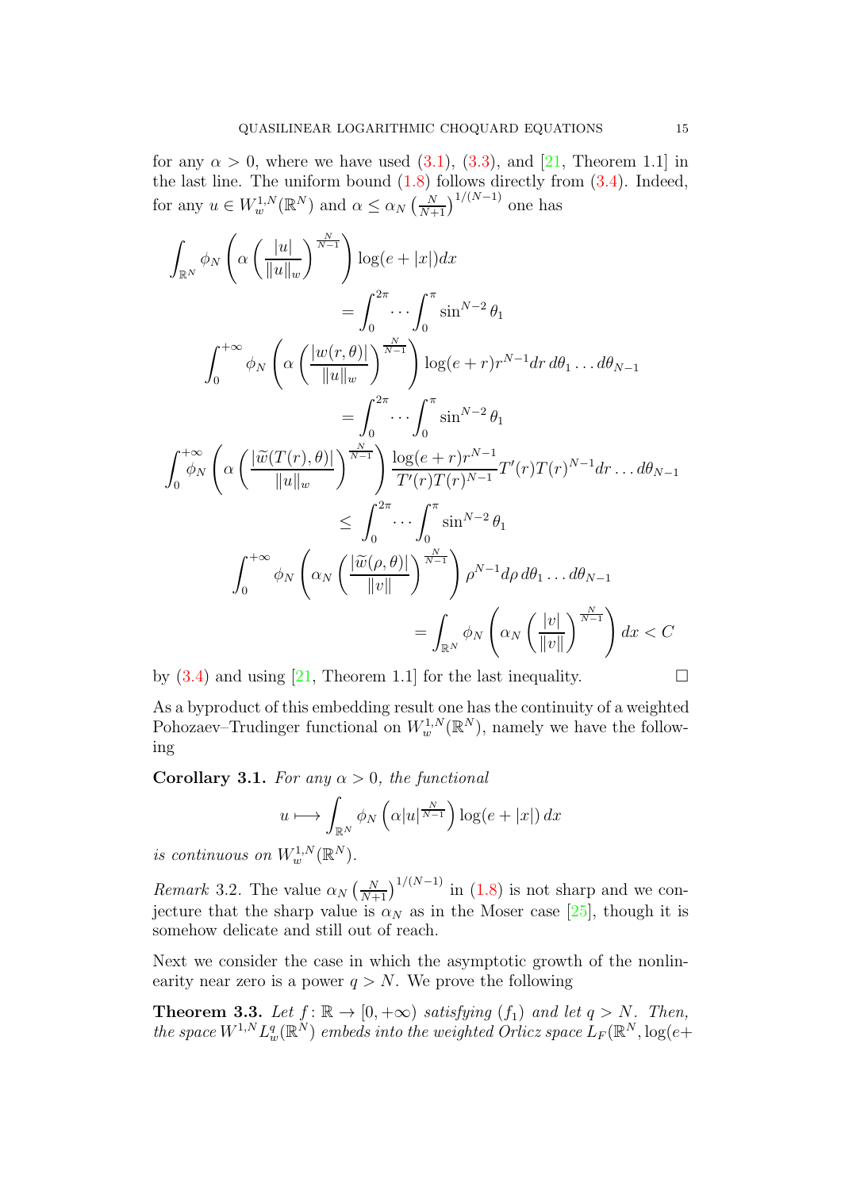for any $\alpha > 0$, where we have used (3.1), (3.3), and [21, Theorem 1.1] in the last line. The uniform bound (1.8) follows directly from (3.4). Indeed, for any $u \in W^{1,N}_w(\mathbb{R}^N)$ and $\alpha \leq \alpha_N \left(\frac{N}{N+1}\right)^{1/(N-1)}$ one has

$$
\begin{aligned}
\int_{\mathbb{R}^N} \phi_N \left( \alpha \left( \frac{|u|}{\|u\|_w} \right)^{\frac{N}{N-1}} \right) \log(e+|x|) dx
&= \int_0^{2\pi} \cdots \int_0^{\pi} \sin^{N-2} \theta_1 \\
\int_0^{+\infty} \phi_N \left( \alpha \left( \frac{|w(r,\theta)|}{\|u\|_w} \right)^{\frac{N}{N-1}} \right) \log(e+r) r^{N-1} dr\, d\theta_1 \dots d\theta_{N-1}
&= \int_0^{2\pi} \cdots \int_0^{\pi} \sin^{N-2} \theta_1 \\
\int_0^{+\infty} \phi_N \left( \alpha \left( \frac{|\widetilde{w}(T(r),\theta)|}{\|u\|_w} \right)^{\frac{N}{N-1}} \right) \frac{\log(e+r) r^{N-1}}{T'(r) T(r)^{N-1}} T'(r) T(r)^{N-1} dr \dots d\theta_{N-1}
&\leq \int_0^{2\pi} \cdots \int_0^{\pi} \sin^{N-2} \theta_1 \\
\int_0^{+\infty} \phi_N \left( \alpha_N \left( \frac{|\widetilde{w}(\rho,\theta)|}{\|v\|} \right)^{\frac{N}{N-1}} \right) \rho^{N-1} d\rho\, d\theta_1 \dots d\theta_{N-1}
&= \int_{\mathbb{R}^N} \phi_N \left( \alpha_N \left( \frac{|v|}{\|v\|} \right)^{\frac{N}{N-1}} \right) dx < C
\end{aligned}
$$

by (3.4) and using [21, Theorem 1.1] for the last inequality. $\square$

As a byproduct of this embedding result one has the continuity of a weighted Pohozaev–Trudinger functional on $W^{1,N}_w(\mathbb{R}^N)$, namely we have the following

**Corollary 3.1.** *For any $\alpha > 0$, the functional*

$$
u \longmapsto \int_{\mathbb{R}^N} \phi_N \left( \alpha |u|^{\frac{N}{N-1}} \right) \log(e+|x|)\, dx
$$

*is continuous on $W^{1,N}_w(\mathbb{R}^N)$.*

*Remark* 3.2. The value $\alpha_N \left(\frac{N}{N+1}\right)^{1/(N-1)}$ in (1.8) is not sharp and we conjecture that the sharp value is $\alpha_N$ as in the Moser case [25], though it is somehow delicate and still out of reach.

Next we consider the case in which the asymptotic growth of the nonlinearity near zero is a power $q > N$. We prove the following

**Theorem 3.3.** *Let $f \colon \mathbb{R} \to [0, +\infty)$ satisfying $(f_1)$ and let $q > N$. Then, the space $W^{1,N} L^q_w(\mathbb{R}^N)$ embeds into the weighted Orlicz space $L_F(\mathbb{R}^N, \log(e+$*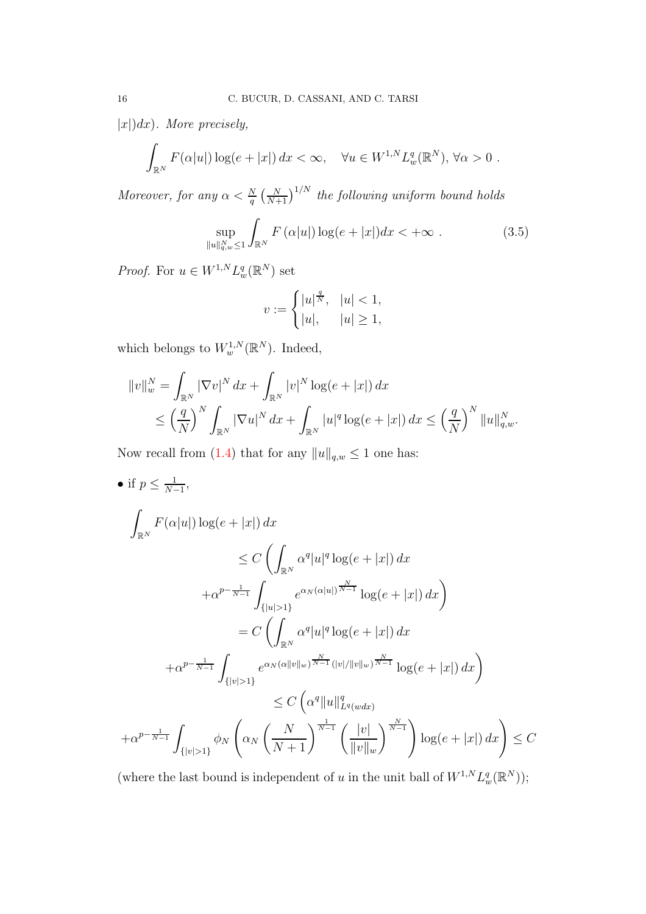$|x|)dx$). *More precisely,*

$$\int_{\mathbb{R}^N} F(\alpha|u|)\log(e+|x|)\,dx < \infty, \quad \forall u \in W^{1,N}L^q_w(\mathbb{R}^N),\ \forall \alpha > 0\ .$$

*Moreover, for any* $\alpha < \frac{N}{q}\left(\frac{N}{N+1}\right)^{1/N}$ *the following uniform bound holds*

$$\sup_{\|u\|^N_{q,w}\leq 1} \int_{\mathbb{R}^N} F\left(\alpha|u|\right)\log(e+|x|)dx < +\infty\ . \tag{3.5}$$

*Proof.* For $u \in W^{1,N}L^q_w(\mathbb{R}^N)$ set

$$v := \begin{cases} |u|^{\frac{q}{N}}, & |u| < 1, \\ |u|, & |u| \geq 1, \end{cases}$$

which belongs to $W^{1,N}_w(\mathbb{R}^N)$. Indeed,

$$\begin{aligned}\|v\|^N_w &= \int_{\mathbb{R}^N} |\nabla v|^N\,dx + \int_{\mathbb{R}^N} |v|^N \log(e+|x|)\,dx \\ &\leq \left(\frac{q}{N}\right)^N \int_{\mathbb{R}^N} |\nabla u|^N\,dx + \int_{\mathbb{R}^N} |u|^q \log(e+|x|)\,dx \leq \left(\frac{q}{N}\right)^N \|u\|^N_{q,w}.\end{aligned}$$

Now recall from (1.4) that for any $\|u\|_{q,w} \leq 1$ one has:

- if $p \leq \frac{1}{N-1}$,

$$\begin{aligned}
&\int_{\mathbb{R}^N} F(\alpha|u|)\log(e+|x|)\,dx \\
&\qquad \leq C\left(\int_{\mathbb{R}^N} \alpha^q|u|^q \log(e+|x|)\,dx\right. \\
&\qquad\quad \left. +\alpha^{p-\frac{1}{N-1}} \int_{\{|u|>1\}} e^{\alpha_N(\alpha|u|)^{\frac{N}{N-1}}}\log(e+|x|)\,dx\right) \\
&\qquad = C\left(\int_{\mathbb{R}^N} \alpha^q|u|^q \log(e+|x|)\,dx\right. \\
&\qquad\quad \left. +\alpha^{p-\frac{1}{N-1}} \int_{\{|v|>1\}} e^{\alpha_N(\alpha\|v\|_w)^{\frac{N}{N-1}}(|v|/\|v\|_w)^{\frac{N}{N-1}}}\log(e+|x|)\,dx\right) \\
&\qquad \leq C\left(\alpha^q\|u\|^q_{L^q(wdx)}\right. \\
&\qquad\quad \left. +\alpha^{p-\frac{1}{N-1}} \int_{\{|v|>1\}} \phi_N\left(\alpha_N\left(\frac{N}{N+1}\right)^{\frac{1}{N-1}}\left(\frac{|v|}{\|v\|_w}\right)^{\frac{N}{N-1}}\right)\log(e+|x|)\,dx\right) \leq C
\end{aligned}$$

(where the last bound is independent of $u$ in the unit ball of $W^{1,N}L^q_w(\mathbb{R}^N)$);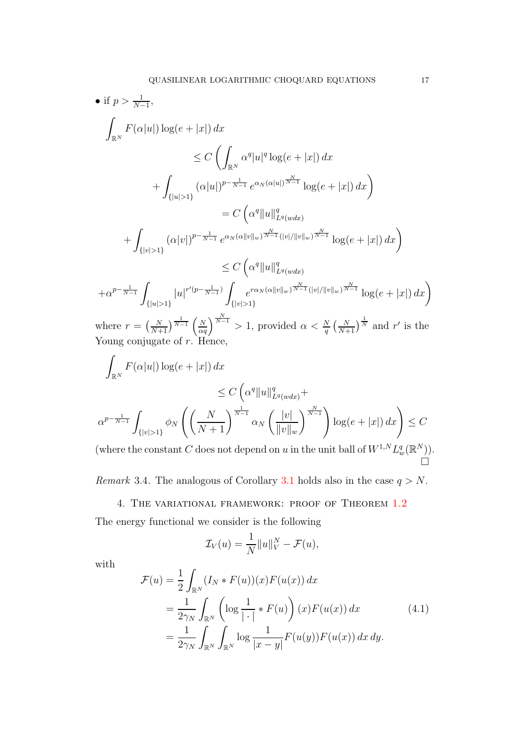- if $p > \frac{1}{N-1}$,

$$
\begin{aligned}
&\int_{\mathbb{R}^N} F(\alpha|u|)\log(e+|x|)\,dx \\
&\qquad \leq C\left(\int_{\mathbb{R}^N} \alpha^q |u|^q \log(e+|x|)\,dx \right.\\
&\qquad\quad \left. + \int_{\{|u|>1\}} (\alpha|u|)^{p-\frac{1}{N-1}}\, e^{\alpha_N(\alpha|u|)^{\frac{N}{N-1}}} \log(e+|x|)\,dx\right) \\
&\qquad = C\left(\alpha^q \|u\|^q_{L^q(wdx)}\right. \\
&\qquad\quad \left. + \int_{\{|v|>1\}} (\alpha|v|)^{p-\frac{1}{N-1}}\, e^{\alpha_N(\alpha\|v\|_w)^{\frac{N}{N-1}}(|v|/\|v\|_w)^{\frac{N}{N-1}}} \log(e+|x|)\,dx\right) \\
&\qquad \leq C\left(\alpha^q \|u\|^q_{L^q(wdx)}\right. \\
&\qquad\quad \left. + \alpha^{p-\frac{1}{N-1}} \int_{\{|u|>1\}} |u|^{r'(p-\frac{1}{N-1})} \int_{\{|v|>1\}} e^{r\alpha_N(\alpha\|v\|_w)^{\frac{N}{N-1}}(|v|/\|v\|_w)^{\frac{N}{N-1}}} \log(e+|x|)\,dx\right)
\end{aligned}
$$

where $r = \left(\frac{N}{N+1}\right)^{\frac{1}{N-1}} \left(\frac{N}{\alpha q}\right)^{\frac{N}{N-1}} > 1$, provided $\alpha < \frac{N}{q}\left(\frac{N}{N+1}\right)^{\frac{1}{N}}$ and $r'$ is the Young conjugate of $r$. Hence,

$$
\begin{aligned}
&\int_{\mathbb{R}^N} F(\alpha|u|)\log(e+|x|)\,dx \\
&\qquad \leq C\left(\alpha^q \|u\|^q_{L^q(wdx)} + \right. \\
&\qquad\quad \left. \alpha^{p-\frac{1}{N-1}} \int_{\{|v|>1\}} \phi_N\left(\left(\frac{N}{N+1}\right)^{\frac{1}{N-1}} \alpha_N \left(\frac{|v|}{\|v\|_w}\right)^{\frac{N}{N-1}}\right) \log(e+|x|)\,dx\right) \leq C
\end{aligned}
$$

(where the constant $C$ does not depend on $u$ in the unit ball of $W^{1,N}L^q_w(\mathbb{R}^N)$). $\square$

*Remark* 3.4. The analogous of Corollary 3.1 holds also in the case $q > N$.

## 4. The variational framework: proof of Theorem 1.2

The energy functional we consider is the following

$$
\mathcal{I}_V(u) = \frac{1}{N}\|u\|_V^N - \mathcal{F}(u),
$$

with

$$
\begin{aligned}
\mathcal{F}(u) &= \frac{1}{2}\int_{\mathbb{R}^N} (I_N * F(u))(x) F(u(x))\,dx \\
&= \frac{1}{2\gamma_N}\int_{\mathbb{R}^N} \left(\log\frac{1}{|\cdot|} * F(u)\right)(x) F(u(x))\,dx \qquad (4.1)\\
&= \frac{1}{2\gamma_N}\int_{\mathbb{R}^N}\int_{\mathbb{R}^N} \log\frac{1}{|x-y|} F(u(y))F(u(x))\,dx\,dy.
\end{aligned}
$$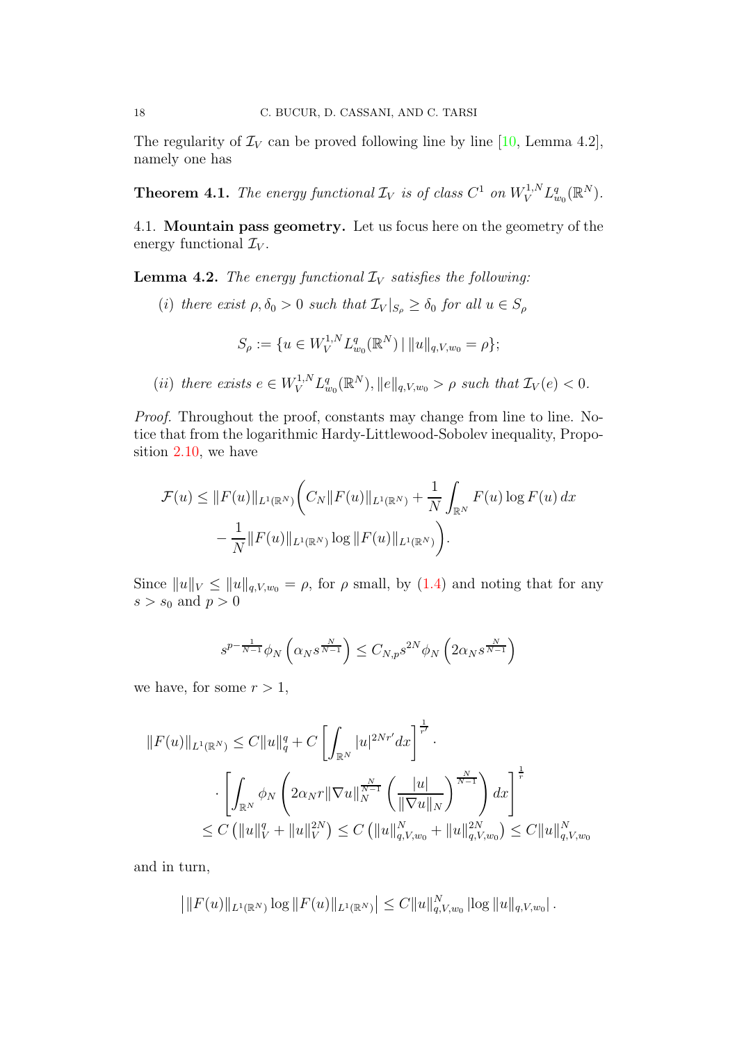The regularity of $\mathcal{I}_V$ can be proved following line by line [10, Lemma 4.2], namely one has

**Theorem 4.1.** *The energy functional $\mathcal{I}_V$ is of class $C^1$ on $W^{1,N}_V L^q_{w_0}(\mathbb{R}^N)$.*

### 4.1. Mountain pass geometry.

Let us focus here on the geometry of the energy functional $\mathcal{I}_V$.

**Lemma 4.2.** *The energy functional $\mathcal{I}_V$ satisfies the following:*

*(i) there exist $\rho, \delta_0 > 0$ such that $\mathcal{I}_V|_{S_\rho} \geq \delta_0$ for all $u \in S_\rho$*

$$S_\rho := \{u \in W^{1,N}_V L^q_{w_0}(\mathbb{R}^N) \mid \|u\|_{q,V,w_0} = \rho\};$$

*(ii) there exists $e \in W^{1,N}_V L^q_{w_0}(\mathbb{R}^N)$, $\|e\|_{q,V,w_0} > \rho$ such that $\mathcal{I}_V(e) < 0$.*

*Proof.* Throughout the proof, constants may change from line to line. Notice that from the logarithmic Hardy-Littlewood-Sobolev inequality, Proposition 2.10, we have

$$\mathcal{F}(u) \leq \|F(u)\|_{L^1(\mathbb{R}^N)} \bigg( C_N \|F(u)\|_{L^1(\mathbb{R}^N)} + \frac{1}{N} \int_{\mathbb{R}^N} F(u) \log F(u)\, dx - \frac{1}{N} \|F(u)\|_{L^1(\mathbb{R}^N)} \log \|F(u)\|_{L^1(\mathbb{R}^N)} \bigg).$$

Since $\|u\|_V \leq \|u\|_{q,V,w_0} = \rho$, for $\rho$ small, by (1.4) and noting that for any $s > s_0$ and $p > 0$

$$s^{p-\frac{1}{N-1}} \phi_N \left( \alpha_N s^{\frac{N}{N-1}} \right) \leq C_{N,p} s^{2N} \phi_N \left( 2\alpha_N s^{\frac{N}{N-1}} \right)$$

we have, for some $r > 1$,

$$\begin{aligned}
\|F(u)\|_{L^1(\mathbb{R}^N)} &\leq C\|u\|_q^q + C \left[ \int_{\mathbb{R}^N} |u|^{2Nr'} dx \right]^{\frac{1}{r'}} \cdot \\
&\quad \cdot \left[ \int_{\mathbb{R}^N} \phi_N \left( 2\alpha_N r \|\nabla u\|_N^{\frac{N}{N-1}} \left( \frac{|u|}{\|\nabla u\|_N} \right)^{\frac{N}{N-1}} \right) dx \right]^{\frac{1}{r}} \\
&\leq C \left( \|u\|_V^q + \|u\|_V^{2N} \right) \leq C \left( \|u\|_{q,V,w_0}^N + \|u\|_{q,V,w_0}^{2N} \right) \leq C \|u\|_{q,V,w_0}^N
\end{aligned}$$

and in turn,

$$\left| \|F(u)\|_{L^1(\mathbb{R}^N)} \log \|F(u)\|_{L^1(\mathbb{R}^N)} \right| \leq C \|u\|_{q,V,w_0}^N \left| \log \|u\|_{q,V,w_0} \right|.$$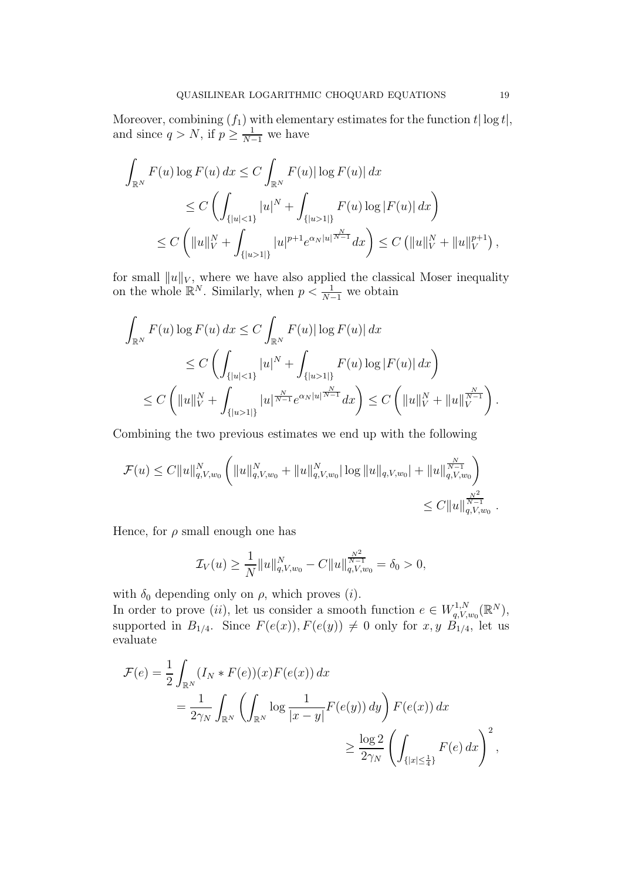Moreover, combining $(f_1)$ with elementary estimates for the function $t|\log t|$, and since $q > N$, if $p \geq \frac{1}{N-1}$ we have

$$
\begin{aligned}
\int_{\mathbb{R}^N} F(u) \log F(u)\, dx &\leq C \int_{\mathbb{R}^N} F(u) |\log F(u)|\, dx \\
&\leq C \left( \int_{\{|u|<1\}} |u|^N + \int_{\{|u>1|\}} F(u) \log |F(u)|\, dx \right) \\
&\leq C \left( \|u\|_V^N + \int_{\{|u>1|\}} |u|^{p+1} e^{\alpha_N |u|^{\frac{N}{N-1}}} dx \right) \leq C \left( \|u\|_V^N + \|u\|_V^{p+1} \right),
\end{aligned}
$$

for small $\|u\|_V$, where we have also applied the classical Moser inequality on the whole $\mathbb{R}^N$. Similarly, when $p < \frac{1}{N-1}$ we obtain

$$
\begin{aligned}
\int_{\mathbb{R}^N} F(u) \log F(u)\, dx &\leq C \int_{\mathbb{R}^N} F(u) |\log F(u)|\, dx \\
&\leq C \left( \int_{\{|u|<1\}} |u|^N + \int_{\{|u>1|\}} F(u) \log |F(u)|\, dx \right) \\
&\leq C \left( \|u\|_V^N + \int_{\{|u>1|\}} |u|^{\frac{N}{N-1}} e^{\alpha_N |u|^{\frac{N}{N-1}}} dx \right) \leq C \left( \|u\|_V^N + \|u\|_V^{\frac{N}{N-1}} \right).
\end{aligned}
$$

Combining the two previous estimates we end up with the following

$$
\begin{aligned}
\mathcal{F}(u) \leq C \|u\|_{q,V,w_0}^N &\left( \|u\|_{q,V,w_0}^N + \|u\|_{q,V,w_0}^N |\log \|u\|_{q,V,w_0}| + \|u\|_{q,V,w_0}^{\frac{N}{N-1}} \right) \\
&\leq C \|u\|_{q,V,w_0}^{\frac{N^2}{N-1}}.
\end{aligned}
$$

Hence, for $\rho$ small enough one has

$$
\mathcal{I}_V(u) \geq \frac{1}{N} \|u\|_{q,V,w_0}^N - C \|u\|_{q,V,w_0}^{\frac{N^2}{N-1}} = \delta_0 > 0,
$$

with $\delta_0$ depending only on $\rho$, which proves $(i)$.
In order to prove $(ii)$, let us consider a smooth function $e \in W_{q,V,w_0}^{1,N}(\mathbb{R}^N)$, supported in $B_{1/4}$. Since $F(e(x)), F(e(y)) \neq 0$ only for $x, y$ $B_{1/4}$, let us evaluate

$$
\begin{aligned}
\mathcal{F}(e) &= \frac{1}{2} \int_{\mathbb{R}^N} (I_N * F(e))(x) F(e(x))\, dx \\
&= \frac{1}{2\gamma_N} \int_{\mathbb{R}^N} \left( \int_{\mathbb{R}^N} \log \frac{1}{|x-y|} F(e(y))\, dy \right) F(e(x))\, dx \\
&\geq \frac{\log 2}{2\gamma_N} \left( \int_{\{|x| \leq \frac{1}{4}\}} F(e)\, dx \right)^2,
\end{aligned}
$$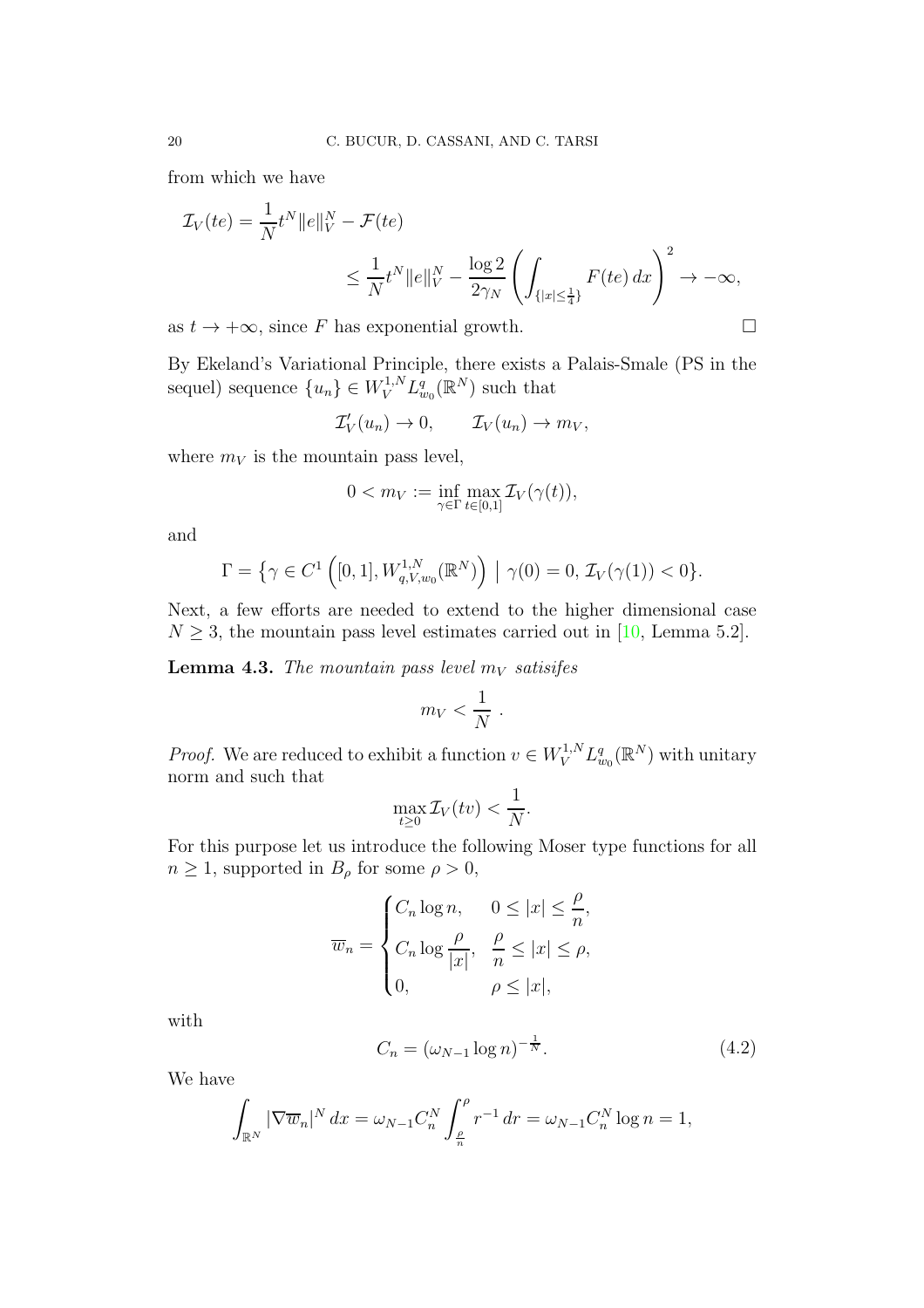from which we have

$$
\begin{aligned}
\mathcal{I}_V(te) &= \frac{1}{N} t^N \|e\|_V^N - \mathcal{F}(te) \\
&\qquad \leq \frac{1}{N} t^N \|e\|_V^N - \frac{\log 2}{2\gamma_N} \left( \int_{\{|x| \leq \frac{1}{4}\}} F(te)\, dx \right)^2 \to -\infty,
\end{aligned}
$$

as $t \to +\infty$, since $F$ has exponential growth. □

By Ekeland's Variational Principle, there exists a Palais-Smale (PS in the sequel) sequence $\{u_n\} \in W_V^{1,N} L_{w_0}^q(\mathbb{R}^N)$ such that

$$
\mathcal{I}_V'(u_n) \to 0, \qquad \mathcal{I}_V(u_n) \to m_V,
$$

where $m_V$ is the mountain pass level,

$$
0 < m_V := \inf_{\gamma \in \Gamma} \max_{t \in [0,1]} \mathcal{I}_V(\gamma(t)),
$$

and

$$
\Gamma = \left\{ \gamma \in C^1 \left( [0,1], W_{q,V,w_0}^{1,N}(\mathbb{R}^N) \right) \;\middle|\; \gamma(0) = 0, \, \mathcal{I}_V(\gamma(1)) < 0 \right\}.
$$

Next, a few efforts are needed to extend to the higher dimensional case $N \geq 3$, the mountain pass level estimates carried out in [10, Lemma 5.2].

**Lemma 4.3.** *The mountain pass level $m_V$ satisifes*

$$
m_V < \frac{1}{N} \, .
$$

*Proof.* We are reduced to exhibit a function $v \in W_V^{1,N} L_{w_0}^q(\mathbb{R}^N)$ with unitary norm and such that

$$
\max_{t \geq 0} \mathcal{I}_V(tv) < \frac{1}{N}.
$$

For this purpose let us introduce the following Moser type functions for all $n \geq 1$, supported in $B_\rho$ for some $\rho > 0$,

$$
\overline{w}_n = \begin{cases} C_n \log n, & 0 \leq |x| \leq \dfrac{\rho}{n}, \\ C_n \log \dfrac{\rho}{|x|}, & \dfrac{\rho}{n} \leq |x| \leq \rho, \\ 0, & \rho \leq |x|, \end{cases}
$$

with

$$
C_n = (\omega_{N-1} \log n)^{-\frac{1}{N}}. \tag{4.2}
$$

We have

$$
\int_{\mathbb{R}^N} |\nabla \overline{w}_n|^N \, dx = \omega_{N-1} C_n^N \int_{\frac{\rho}{n}}^{\rho} r^{-1} \, dr = \omega_{N-1} C_n^N \log n = 1,
$$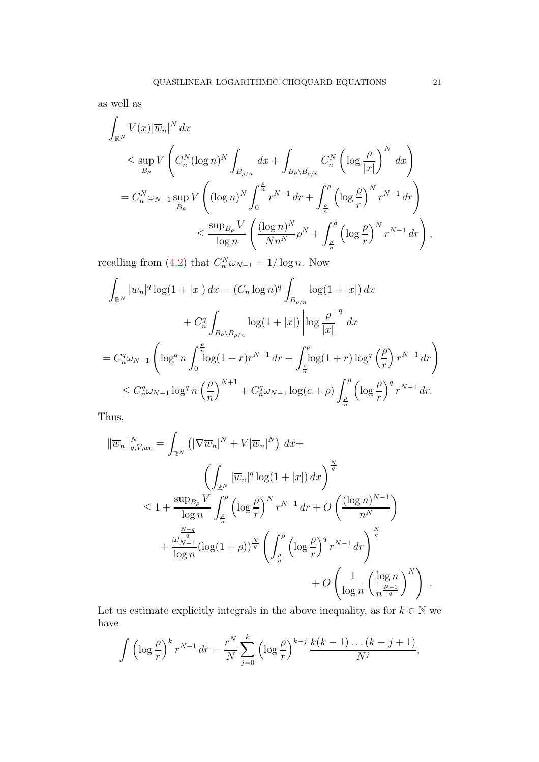as well as

$$
\begin{aligned}
\int_{\mathbb{R}^N} V(x)|\overline{w}_n|^N\,dx
&\le \sup_{B_\rho} V\left( C_n^N (\log n)^N \int_{B_{\rho/n}} dx + \int_{B_\rho\setminus B_{\rho/n}} C_n^N \left(\log\frac{\rho}{|x|}\right)^N dx \right)\\
&= C_n^N \omega_{N-1} \sup_{B_\rho} V\left( (\log n)^N \int_0^{\frac{\rho}{n}} r^{N-1}\,dr + \int_{\frac{\rho}{n}}^{\rho} \left(\log\frac{\rho}{r}\right)^N r^{N-1}\,dr \right)\\
&\le \frac{\sup_{B_\rho} V}{\log n}\left( \frac{(\log n)^N}{N n^N}\rho^N + \int_{\frac{\rho}{n}}^{\rho} \left(\log\frac{\rho}{r}\right)^N r^{N-1}\,dr \right),
\end{aligned}
$$

recalling from (4.2) that $C_n^N\omega_{N-1} = 1/\log n$. Now

$$
\begin{aligned}
\int_{\mathbb{R}^N} |\overline{w}_n|^q \log(1+|x|)\,dx &= (C_n \log n)^q \int_{B_{\rho/n}} \log(1+|x|)\,dx\\
&\quad + C_n^q \int_{B_\rho\setminus B_{\rho/n}} \log(1+|x|)\left|\log\frac{\rho}{|x|}\right|^q dx\\
&= C_n^q\omega_{N-1}\left( \log^q n \int_0^{\frac{\rho}{n}} \log(1+r) r^{N-1}\,dr + \int_{\frac{\rho}{n}}^{\rho} \log(1+r)\log^q\left(\frac{\rho}{r}\right) r^{N-1}\,dr \right)\\
&\le C_n^q\omega_{N-1}\log^q n \left(\frac{\rho}{n}\right)^{N+1} + C_n^q\omega_{N-1}\log(e+\rho)\int_{\frac{\rho}{n}}^{\rho}\left(\log\frac{\rho}{r}\right)^q r^{N-1}\,dr.
\end{aligned}
$$

Thus,

$$
\begin{aligned}
\|\overline{w}_n\|_{q,V,w_0}^N &= \int_{\mathbb{R}^N} \left(|\nabla \overline{w}_n|^N + V|\overline{w}_n|^N\right)\,dx + \left(\int_{\mathbb{R}^N} |\overline{w}_n|^q \log(1+|x|)\,dx\right)^{\frac{N}{q}}\\
&\le 1 + \frac{\sup_{B_\rho} V}{\log n}\int_{\frac{\rho}{n}}^{\rho}\left(\log\frac{\rho}{r}\right)^N r^{N-1}\,dr + O\left(\frac{(\log n)^{N-1}}{n^N}\right)\\
&\quad + \frac{\omega_{N-1}^{\frac{N-q}{q}}}{\log n}(\log(1+\rho))^{\frac{N}{q}}\left(\int_{\frac{\rho}{n}}^{\rho}\left(\log\frac{\rho}{r}\right)^q r^{N-1}\,dr\right)^{\frac{N}{q}}\\
&\quad + O\left(\frac{1}{\log n}\left(\frac{\log n}{n^{\frac{N+1}{q}}}\right)^N\right).
\end{aligned}
$$

Let us estimate explicitly integrals in the above inequality, as for $k\in\mathbb{N}$ we have

$$
\int \left(\log\frac{\rho}{r}\right)^k r^{N-1}\,dr = \frac{r^N}{N}\sum_{j=0}^{k}\left(\log\frac{\rho}{r}\right)^{k-j}\frac{k(k-1)\dots(k-j+1)}{N^j},
$$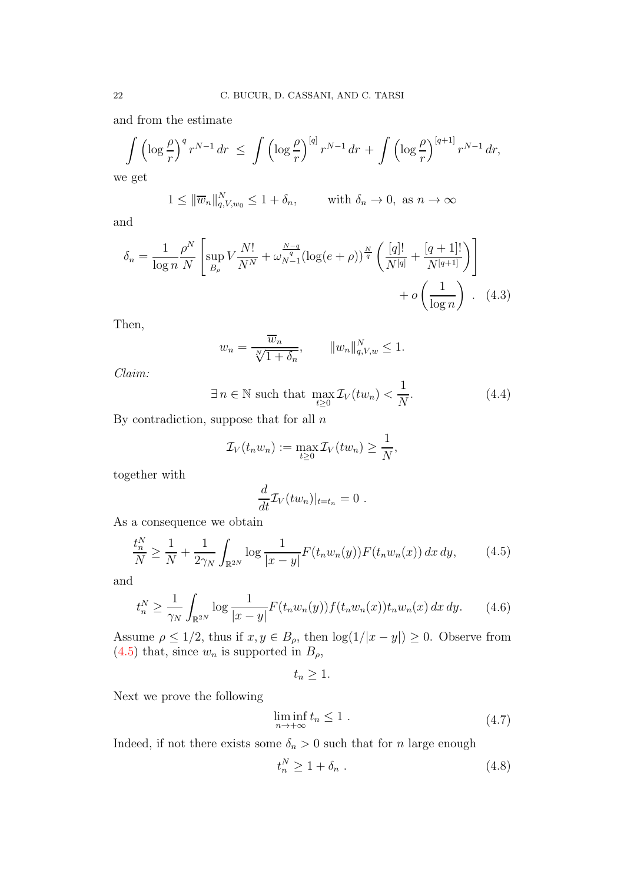and from the estimate

$$\int \left(\log \frac{\rho}{r}\right)^q r^{N-1}\, dr \;\le\; \int \left(\log \frac{\rho}{r}\right)^{[q]} r^{N-1}\, dr + \int \left(\log \frac{\rho}{r}\right)^{[q+1]} r^{N-1}\, dr,$$

we get

$$1 \le \|\overline{w}_n\|^N_{q,V,w_0} \le 1 + \delta_n, \qquad \text{with } \delta_n \to 0, \text{ as } n \to \infty$$

and

$$\delta_n = \frac{1}{\log n}\frac{\rho^N}{N}\left[\sup_{B_\rho} V \frac{N!}{N^N} + \omega_{N-1}^{\frac{N-q}{q}} (\log(e+\rho))^{\frac{N}{q}} \left(\frac{[q]!}{N^{[q]}} + \frac{[q+1]!}{N^{[q+1]}}\right)\right] + o\left(\frac{1}{\log n}\right) . \quad (4.3)$$

Then,

$$w_n = \frac{\overline{w}_n}{\sqrt[N]{1+\delta_n}}, \qquad \|w_n\|^N_{q,V,w} \le 1.$$

*Claim:*

$$\exists\, n \in \mathbb{N} \text{ such that } \max_{t \ge 0} \mathcal{I}_V(tw_n) < \frac{1}{N}. \quad (4.4)$$

By contradiction, suppose that for all $n$

$$\mathcal{I}_V(t_n w_n) := \max_{t\ge 0} \mathcal{I}_V(tw_n) \ge \frac{1}{N},$$

together with

$$\frac{d}{dt}\mathcal{I}_V(tw_n)|_{t=t_n} = 0 \; .$$

As a consequence we obtain

$$\frac{t_n^N}{N} \ge \frac{1}{N} + \frac{1}{2\gamma_N}\int_{\mathbb{R}^{2N}} \log \frac{1}{|x-y|} F(t_n w_n(y)) F(t_n w_n(x))\, dx\, dy, \quad (4.5)$$

and

$$t_n^N \ge \frac{1}{\gamma_N}\int_{\mathbb{R}^{2N}} \log \frac{1}{|x-y|} F(t_n w_n(y)) f(t_n w_n(x)) t_n w_n(x)\, dx\, dy. \quad (4.6)$$

Assume $\rho \le 1/2$, thus if $x, y \in B_\rho$, then $\log(1/|x-y|) \ge 0$. Observe from (4.5) that, since $w_n$ is supported in $B_\rho$,

$$t_n \ge 1.$$

Next we prove the following

$$\liminf_{n\to+\infty} t_n \le 1 \; . \quad (4.7)$$

Indeed, if not there exists some $\delta_n > 0$ such that for $n$ large enough

$$t_n^N \ge 1 + \delta_n \; . \quad (4.8)$$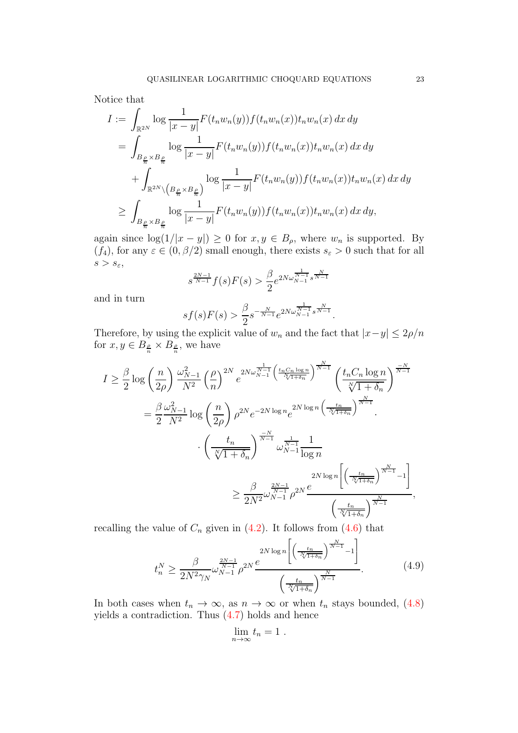Notice that

$$
\begin{aligned}
I &:= \int_{\mathbb{R}^{2N}} \log \frac{1}{|x-y|} F(t_n w_n(y)) f(t_n w_n(x)) t_n w_n(x)\, dx\, dy \\
&= \int_{B_{\frac{\rho}{n}} \times B_{\frac{\rho}{n}}} \log \frac{1}{|x-y|} F(t_n w_n(y)) f(t_n w_n(x)) t_n w_n(x)\, dx\, dy \\
&\quad + \int_{\mathbb{R}^{2N} \setminus \left(B_{\frac{\rho}{n}} \times B_{\frac{\rho}{n}}\right)} \log \frac{1}{|x-y|} F(t_n w_n(y)) f(t_n w_n(x)) t_n w_n(x)\, dx\, dy \\
&\geq \int_{B_{\frac{\rho}{n}} \times B_{\frac{\rho}{n}}} \log \frac{1}{|x-y|} F(t_n w_n(y)) f(t_n w_n(x)) t_n w_n(x)\, dx\, dy,
\end{aligned}
$$

again since $\log(1/|x-y|) \geq 0$ for $x, y \in B_\rho$, where $w_n$ is supported. By $(f_4)$, for any $\varepsilon \in (0, \beta/2)$ small enough, there exists $s_\varepsilon > 0$ such that for all $s > s_\varepsilon$,

$$
s^{\frac{2N-1}{N-1}} f(s) F(s) > \frac{\beta}{2} e^{2N\omega_{N-1}^{\frac{1}{N-1}} s^{\frac{N}{N-1}}}
$$

and in turn

$$
s f(s) F(s) > \frac{\beta}{2} s^{-\frac{N}{N-1}} e^{2N\omega_{N-1}^{\frac{1}{N-1}} s^{\frac{N}{N-1}}}.
$$

Therefore, by using the explicit value of $w_n$ and the fact that $|x-y| \leq 2\rho/n$ for $x, y \in B_{\frac{\rho}{n}} \times B_{\frac{\rho}{n}}$, we have

$$
\begin{aligned}
I &\geq \frac{\beta}{2} \log\left(\frac{n}{2\rho}\right) \frac{\omega_{N-1}^2}{N^2} \left(\frac{\rho}{n}\right)^{2N} e^{2N\omega_{N-1}^{\frac{1}{N-1}} \left(\frac{t_n C_n \log n}{\sqrt[N]{1+\delta_n}}\right)^{\frac{N}{N-1}}} \left(\frac{t_n C_n \log n}{\sqrt[N]{1+\delta_n}}\right)^{\frac{-N}{N-1}} \\
&= \frac{\beta}{2} \frac{\omega_{N-1}^2}{N^2} \log\left(\frac{n}{2\rho}\right) \rho^{2N} e^{-2N \log n} e^{2N \log n \left(\frac{t_n}{\sqrt[N]{1+\delta_n}}\right)^{\frac{N}{N-1}}} \cdot \\
&\qquad \cdot \left(\frac{t_n}{\sqrt[N]{1+\delta_n}}\right)^{\frac{-N}{N-1}} \omega_{N-1}^{\frac{1}{N-1}} \frac{1}{\log n} \\
&\geq \frac{\beta}{2N^2} \omega_{N-1}^{\frac{2N-1}{N-1}} \rho^{2N} \frac{e^{2N \log n \left[\left(\frac{t_n}{\sqrt[N]{1+\delta_n}}\right)^{\frac{N}{N-1}} - 1\right]}}{\left(\frac{t_n}{\sqrt[N]{1+\delta_n}}\right)^{\frac{N}{N-1}}},
\end{aligned}
$$

recalling the value of $C_n$ given in (4.2). It follows from (4.6) that

$$
t_n^N \geq \frac{\beta}{2N^2 \gamma_N} \omega_{N-1}^{\frac{2N-1}{N-1}} \rho^{2N} \frac{e^{2N \log n \left[\left(\frac{t_n}{\sqrt[N]{1+\delta_n}}\right)^{\frac{N}{N-1}} - 1\right]}}{\left(\frac{t_n}{\sqrt[N]{1+\delta_n}}\right)^{\frac{N}{N-1}}}. \tag{4.9}
$$

In both cases when $t_n \to \infty$, as $n \to \infty$ or when $t_n$ stays bounded, (4.8) yields a contradiction. Thus (4.7) holds and hence

$$
\lim_{n\to\infty} t_n = 1 \, .
$$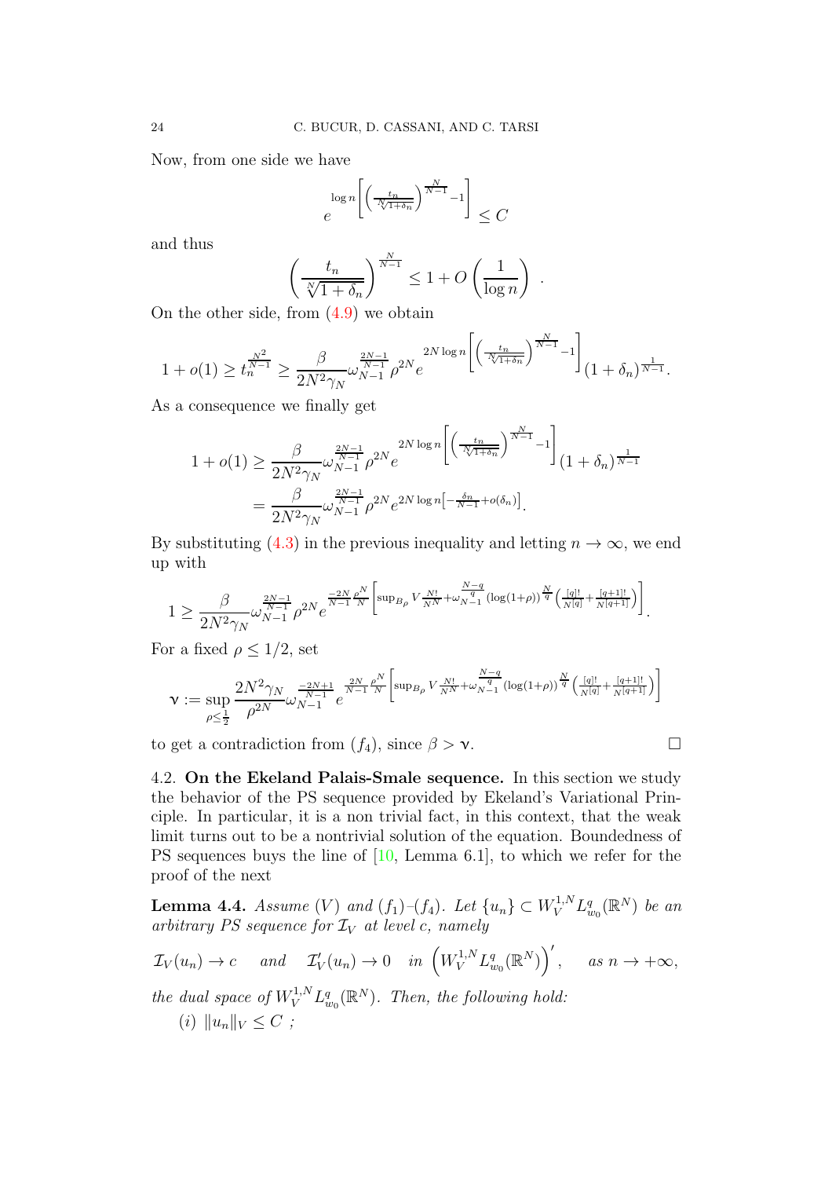Now, from one side we have

$$
e^{\log n\left[\left(\frac{t_n}{\sqrt[N]{1+\delta_n}}\right)^{\frac{N}{N-1}}-1\right]} \leq C
$$

and thus

$$
\left(\frac{t_n}{\sqrt[N]{1+\delta_n}}\right)^{\frac{N}{N-1}} \leq 1 + O\left(\frac{1}{\log n}\right) .
$$

On the other side, from (4.9) we obtain

$$
1 + o(1) \geq t_n^{\frac{N^2}{N-1}} \geq \frac{\beta}{2N^2\gamma_N}\omega_{N-1}^{\frac{2N-1}{N-1}}\rho^{2N} e^{2N\log n\left[\left(\frac{t_n}{\sqrt[N]{1+\delta_n}}\right)^{\frac{N}{N-1}}-1\right]}(1+\delta_n)^{\frac{1}{N-1}}.
$$

As a consequence we finally get

$$
\begin{aligned}
1 + o(1) &\geq \frac{\beta}{2N^2\gamma_N}\omega_{N-1}^{\frac{2N-1}{N-1}}\rho^{2N} e^{2N\log n\left[\left(\frac{t_n}{\sqrt[N]{1+\delta_n}}\right)^{\frac{N}{N-1}}-1\right]}(1+\delta_n)^{\frac{1}{N-1}} \\
&= \frac{\beta}{2N^2\gamma_N}\omega_{N-1}^{\frac{2N-1}{N-1}}\rho^{2N} e^{2N\log n\left[-\frac{\delta_n}{N-1}+o(\delta_n)\right]}.
\end{aligned}
$$

By substituting (4.3) in the previous inequality and letting $n \to \infty$, we end up with

$$
1 \geq \frac{\beta}{2N^2\gamma_N}\omega_{N-1}^{\frac{2N-1}{N-1}}\rho^{2N} e^{\frac{-2N}{N-1}\frac{\rho^N}{N}\left[\sup_{B_\rho} V\frac{N!}{N^N}+\omega_{N-1}^{\frac{N-q}{q}}(\log(1+\rho))^{\frac{N}{q}}\left(\frac{[q]!}{N^{[q]}}+\frac{[q+1]!}{N^{[q+1]}}\right)\right]}.
$$

For a fixed $\rho \leq 1/2$, set

$$
\boldsymbol{\nu} := \sup_{\rho \leq \frac{1}{2}} \frac{2N^2\gamma_N}{\rho^{2N}}\omega_{N-1}^{\frac{-2N+1}{N-1}} e^{\frac{2N}{N-1}\frac{\rho^N}{N}\left[\sup_{B_\rho} V\frac{N!}{N^N}+\omega_{N-1}^{\frac{N-q}{q}}(\log(1+\rho))^{\frac{N}{q}}\left(\frac{[q]!}{N^{[q]}}+\frac{[q+1]!}{N^{[q+1]}}\right)\right]}
$$

to get a contradiction from $(f_4)$, since $\beta > \boldsymbol{\nu}$. $\square$

4.2. **On the Ekeland Palais-Smale sequence.** In this section we study the behavior of the PS sequence provided by Ekeland's Variational Principle. In particular, it is a non trivial fact, in this context, that the weak limit turns out to be a nontrivial solution of the equation. Boundedness of PS sequences buys the line of [10, Lemma 6.1], to which we refer for the proof of the next

**Lemma 4.4.** *Assume* $(V)$ *and* $(f_1)$*–*$(f_4)$*. Let* $\{u_n\} \subset W_V^{1,N}L_{w_0}^q(\mathbb{R}^N)$ *be an arbitrary PS sequence for* $\mathcal{I}_V$ *at level* $c$*, namely*

$$
\mathcal{I}_V(u_n) \to c \quad \text{ and } \quad \mathcal{I}_V'(u_n) \to 0 \quad \text{in } \left(W_V^{1,N}L_{w_0}^q(\mathbb{R}^N)\right)', \quad \text{ as } n \to +\infty,
$$

*the dual space of* $W_V^{1,N}L_{w_0}^q(\mathbb{R}^N)$*. Then, the following hold:*

(*i*) $\|u_n\|_V \leq C$ ;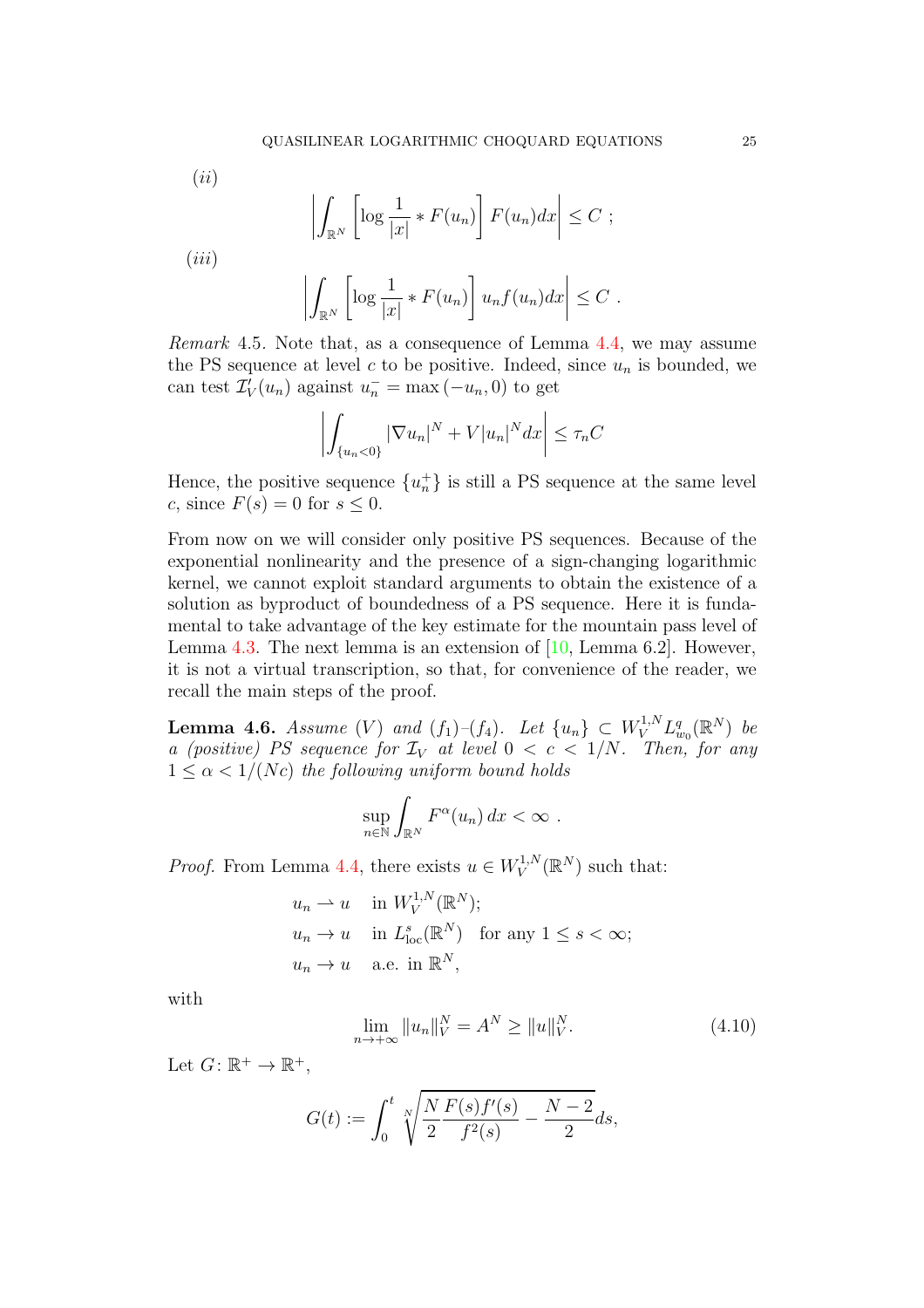$(ii)$

$$\left| \int_{\mathbb{R}^N} \left[ \log \frac{1}{|x|} * F(u_n) \right] F(u_n) dx \right| \leq C \ ;$$

$(iii)$

$$\left| \int_{\mathbb{R}^N} \left[ \log \frac{1}{|x|} * F(u_n) \right] u_n f(u_n) dx \right| \leq C \ .$$

*Remark* 4.5. Note that, as a consequence of Lemma 4.4, we may assume the PS sequence at level $c$ to be positive. Indeed, since $u_n$ is bounded, we can test $\mathcal{I}_V'(u_n)$ against $u_n^- = \max(-u_n, 0)$ to get

$$\left| \int_{\{u_n<0\}} |\nabla u_n|^N + V|u_n|^N dx \right| \leq \tau_n C$$

Hence, the positive sequence $\{u_n^+\}$ is still a PS sequence at the same level $c$, since $F(s) = 0$ for $s \leq 0$.

From now on we will consider only positive PS sequences. Because of the exponential nonlinearity and the presence of a sign-changing logarithmic kernel, we cannot exploit standard arguments to obtain the existence of a solution as byproduct of boundedness of a PS sequence. Here it is fundamental to take advantage of the key estimate for the mountain pass level of Lemma 4.3. The next lemma is an extension of [10, Lemma 6.2]. However, it is not a virtual transcription, so that, for convenience of the reader, we recall the main steps of the proof.

**Lemma 4.6.** *Assume $(V)$ and $(f_1)$–$(f_4)$. Let $\{u_n\} \subset W_V^{1,N} L_{w_0}^q(\mathbb{R}^N)$ be a (positive) PS sequence for $\mathcal{I}_V$ at level $0 < c < 1/N$. Then, for any $1 \leq \alpha < 1/(Nc)$ the following uniform bound holds*

$$\sup_{n \in \mathbb{N}} \int_{\mathbb{R}^N} F^\alpha(u_n)\, dx < \infty \ .$$

*Proof.* From Lemma 4.4, there exists $u \in W_V^{1,N}(\mathbb{R}^N)$ such that:

$$\begin{aligned}
&u_n \rightharpoonup u \quad \text{in } W_V^{1,N}(\mathbb{R}^N);\\
&u_n \to u \quad \text{in } L^s_{\text{loc}}(\mathbb{R}^N) \quad \text{for any } 1 \leq s < \infty;\\
&u_n \to u \quad \text{a.e. in } \mathbb{R}^N,
\end{aligned}$$

with

$$\lim_{n\to+\infty} \|u_n\|_V^N = A^N \geq \|u\|_V^N. \tag{4.10}$$

Let $G \colon \mathbb{R}^+ \to \mathbb{R}^+$,

$$G(t) := \int_0^t \sqrt[N]{\frac{N}{2}\frac{F(s)f'(s)}{f^2(s)} - \frac{N-2}{2}}ds,$$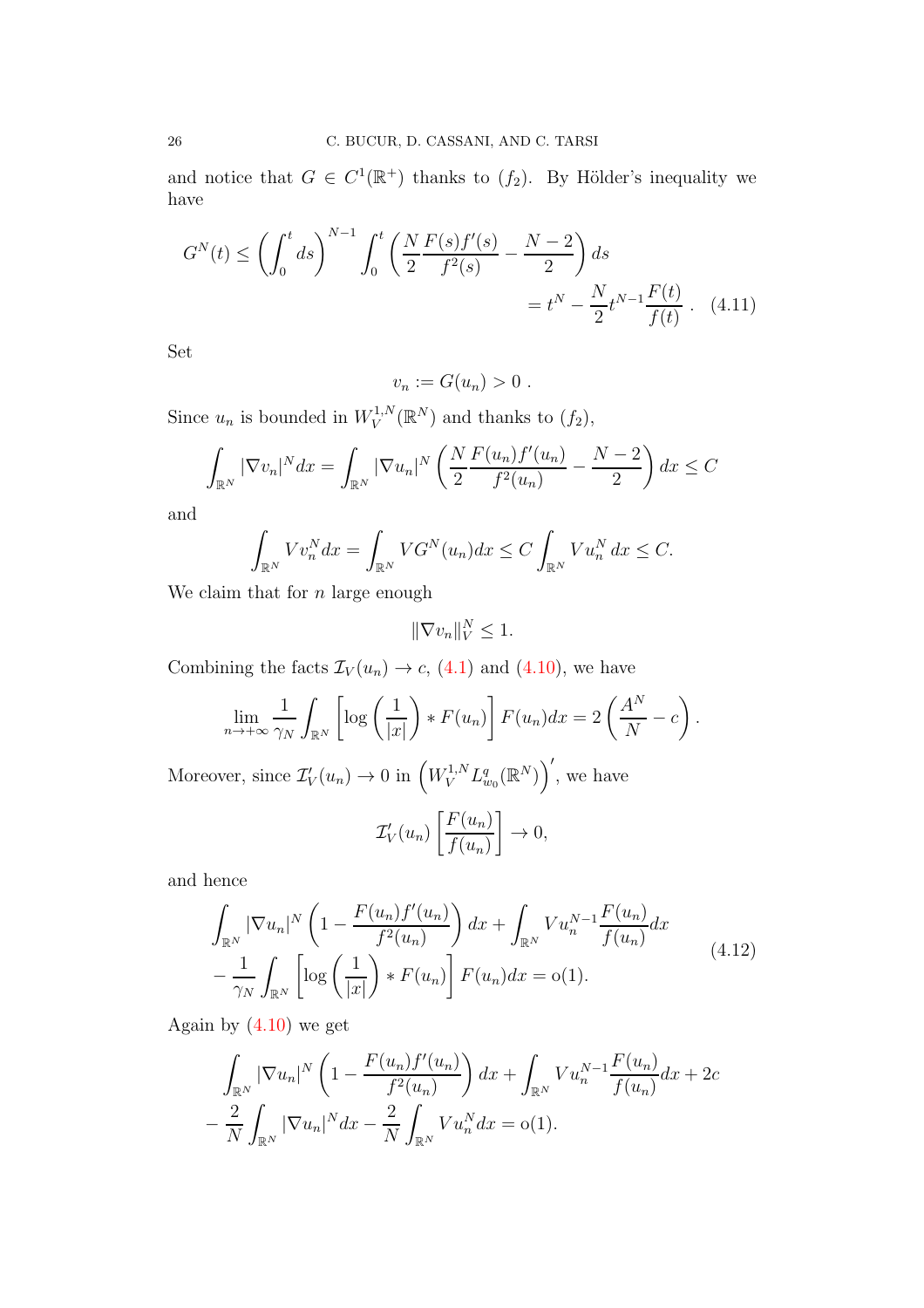and notice that $G \in C^1(\mathbb{R}^+)$ thanks to $(f_2)$. By Hölder's inequality we have

$$G^N(t) \le \left(\int_0^t ds\right)^{N-1} \int_0^t \left(\frac{N}{2}\frac{F(s)f'(s)}{f^2(s)} - \frac{N-2}{2}\right) ds$$
$$= t^N - \frac{N}{2}t^{N-1}\frac{F(t)}{f(t)} . \quad (4.11)$$

Set

$$v_n := G(u_n) > 0 .$$

Since $u_n$ is bounded in $W_V^{1,N}(\mathbb{R}^N)$ and thanks to $(f_2)$,

$$\int_{\mathbb{R}^N} |\nabla v_n|^N dx = \int_{\mathbb{R}^N} |\nabla u_n|^N \left(\frac{N}{2}\frac{F(u_n)f'(u_n)}{f^2(u_n)} - \frac{N-2}{2}\right) dx \le C$$

and

$$\int_{\mathbb{R}^N} V v_n^N dx = \int_{\mathbb{R}^N} V G^N(u_n) dx \le C \int_{\mathbb{R}^N} V u_n^N \, dx \le C.$$

We claim that for $n$ large enough

$$\|\nabla v_n\|_V^N \le 1.$$

Combining the facts $\mathcal{I}_V(u_n) \to c$, (4.1) and (4.10), we have

$$\lim_{n\to+\infty} \frac{1}{\gamma_N}\int_{\mathbb{R}^N} \left[\log\left(\frac{1}{|x|}\right) * F(u_n)\right] F(u_n) dx = 2\left(\frac{A^N}{N} - c\right).$$

Moreover, since $\mathcal{I}_V'(u_n) \to 0$ in $\left(W_V^{1,N} L^q_{w_0}(\mathbb{R}^N)\right)'$, we have

$$\mathcal{I}_V'(u_n)\left[\frac{F(u_n)}{f(u_n)}\right] \to 0,$$

and hence

$$\begin{aligned} &\int_{\mathbb{R}^N} |\nabla u_n|^N \left(1 - \frac{F(u_n)f'(u_n)}{f^2(u_n)}\right) dx + \int_{\mathbb{R}^N} V u_n^{N-1}\frac{F(u_n)}{f(u_n)} dx \\ &- \frac{1}{\gamma_N}\int_{\mathbb{R}^N}\left[\log\left(\frac{1}{|x|}\right) * F(u_n)\right] F(u_n) dx = \mathrm{o}(1). \end{aligned} \quad (4.12)$$

Again by (4.10) we get

$$\begin{aligned} &\int_{\mathbb{R}^N} |\nabla u_n|^N \left(1 - \frac{F(u_n)f'(u_n)}{f^2(u_n)}\right) dx + \int_{\mathbb{R}^N} V u_n^{N-1}\frac{F(u_n)}{f(u_n)} dx + 2c \\ &- \frac{2}{N}\int_{\mathbb{R}^N} |\nabla u_n|^N dx - \frac{2}{N}\int_{\mathbb{R}^N} V u_n^N dx = \mathrm{o}(1). \end{aligned}$$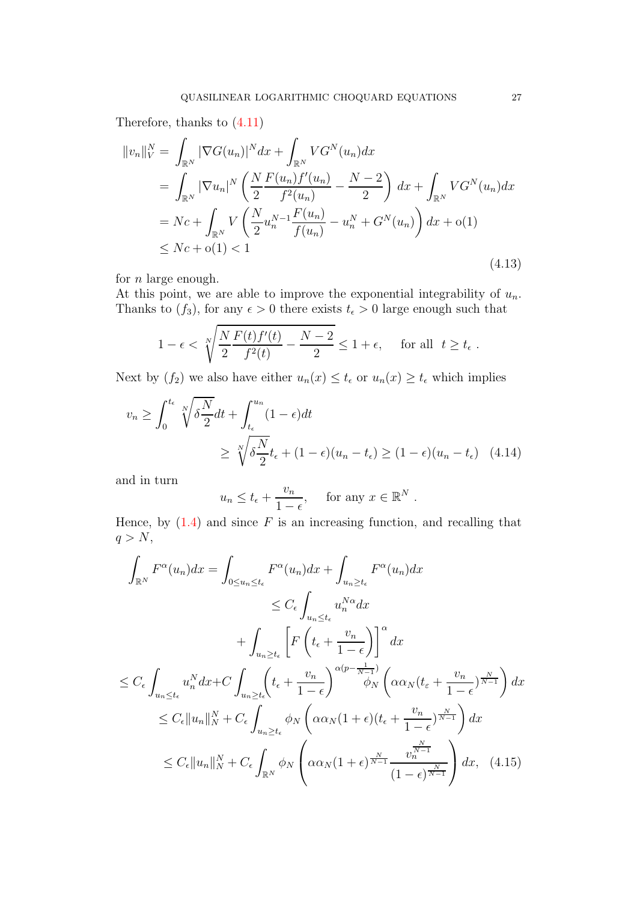Therefore, thanks to (4.11)

$$
\begin{aligned}
\|v_n\|_V^N &= \int_{\mathbb{R}^N} |\nabla G(u_n)|^N dx + \int_{\mathbb{R}^N} V G^N(u_n) dx \\
&= \int_{\mathbb{R}^N} |\nabla u_n|^N \left( \frac{N}{2} \frac{F(u_n) f'(u_n)}{f^2(u_n)} - \frac{N-2}{2} \right) dx + \int_{\mathbb{R}^N} V G^N(u_n) dx \\
&= Nc + \int_{\mathbb{R}^N} V \left( \frac{N}{2} u_n^{N-1} \frac{F(u_n)}{f(u_n)} - u_n^N + G^N(u_n) \right) dx + \mathrm{o}(1) \\
&\leq Nc + \mathrm{o}(1) < 1
\end{aligned}
\tag{4.13}
$$

for $n$ large enough.
At this point, we are able to improve the exponential integrability of $u_n$. Thanks to $(f_3)$, for any $\epsilon > 0$ there exists $t_\epsilon > 0$ large enough such that

$$
1 - \epsilon < \sqrt[N]{\frac{N}{2} \frac{F(t) f'(t)}{f^2(t)} - \frac{N-2}{2}} \leq 1 + \epsilon, \quad \text{ for all } \; t \geq t_\epsilon \; .
$$

Next by $(f_2)$ we also have either $u_n(x) \leq t_\epsilon$ or $u_n(x) \geq t_\epsilon$ which implies

$$
\begin{aligned}
v_n &\geq \int_0^{t_\epsilon} \sqrt[N]{\delta \frac{N}{2}} dt + \int_{t_\epsilon}^{u_n} (1 - \epsilon) dt \\
&\geq \sqrt[N]{\delta \frac{N}{2}} t_\epsilon + (1 - \epsilon)(u_n - t_\epsilon) \geq (1 - \epsilon)(u_n - t_\epsilon)
\end{aligned}
\tag{4.14}
$$

and in turn

$$
u_n \leq t_\epsilon + \frac{v_n}{1 - \epsilon}, \quad \text{ for any } x \in \mathbb{R}^N \; .
$$

Hence, by (1.4) and since $F$ is an increasing function, and recalling that $q > N$,

$$
\begin{aligned}
\int_{\mathbb{R}^N} F^\alpha(u_n) dx &= \int_{0 \leq u_n \leq t_\epsilon} F^\alpha(u_n) dx + \int_{u_n \geq t_\epsilon} F^\alpha(u_n) dx \\
&\leq C_\epsilon \int_{u_n \leq t_\epsilon} u_n^{N\alpha} dx \\
&\quad + \int_{u_n \geq t_\epsilon} \left[ F\left( t_\epsilon + \frac{v_n}{1 - \epsilon} \right) \right]^\alpha dx \\
&\leq C_\epsilon \int_{u_n \leq t_\epsilon} u_n^N dx + C \int_{u_n \geq t_\epsilon} \left( t_\epsilon + \frac{v_n}{1 - \epsilon} \right)^{\alpha(p - \frac{1}{N-1})} \phi_N \left( \alpha \alpha_N (t_\varepsilon + \frac{v_n}{1 - \epsilon})^{\frac{N}{N-1}} \right) dx \\
&\leq C_\epsilon \|u_n\|_N^N + C_\epsilon \int_{u_n \geq t_\epsilon} \phi_N \left( \alpha \alpha_N (1 + \epsilon)(t_\epsilon + \frac{v_n}{1 - \epsilon})^{\frac{N}{N-1}} \right) dx \\
&\leq C_\epsilon \|u_n\|_N^N + C_\epsilon \int_{\mathbb{R}^N} \phi_N \left( \alpha \alpha_N (1 + \epsilon)^{\frac{N}{N-1}} \frac{v_n^{\frac{N}{N-1}}}{(1 - \epsilon)^{\frac{N}{N-1}}} \right) dx,
\end{aligned}
\tag{4.15}
$$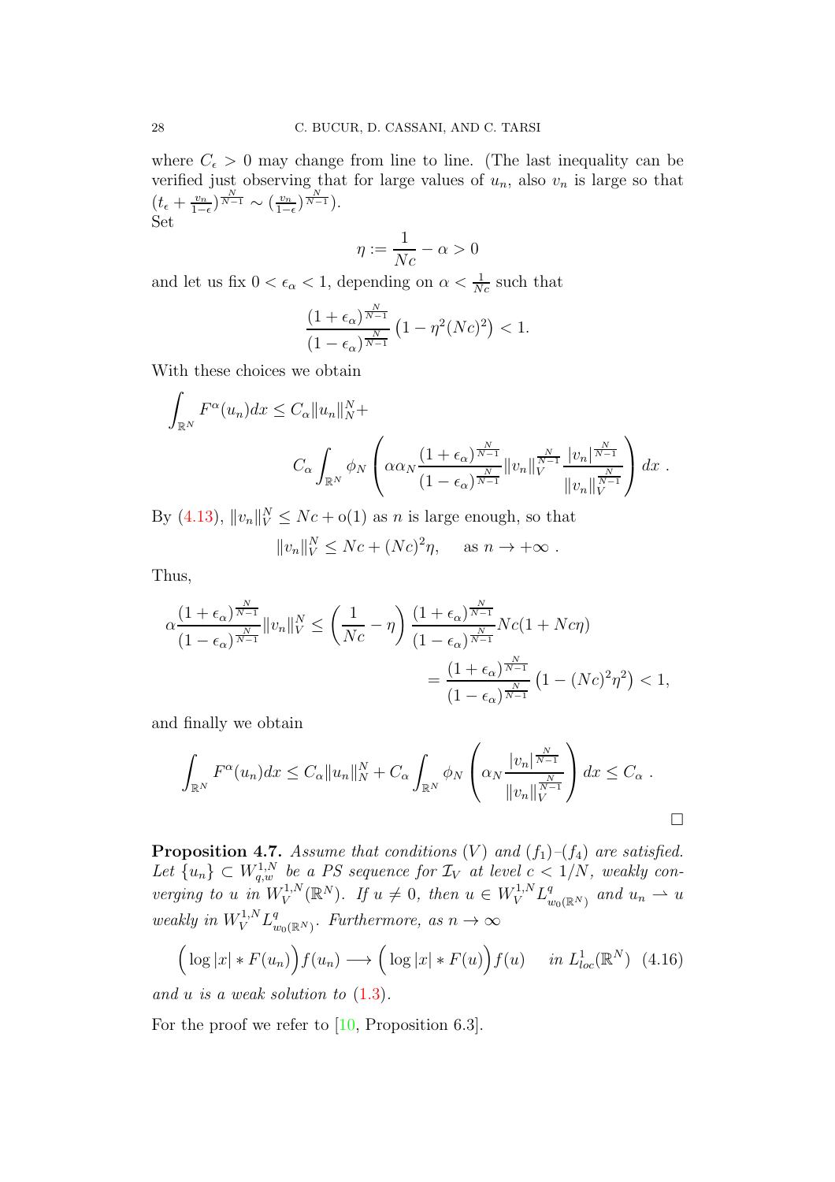where $C_\epsilon > 0$ may change from line to line. (The last inequality can be verified just observing that for large values of $u_n$, also $v_n$ is large so that $(t_\epsilon + \frac{v_n}{1-\epsilon})^{\frac{N}{N-1}} \sim (\frac{v_n}{1-\epsilon})^{\frac{N}{N-1}}$).
Set

$$\eta := \frac{1}{Nc} - \alpha > 0$$

and let us fix $0 < \epsilon_\alpha < 1$, depending on $\alpha < \frac{1}{Nc}$ such that

$$\frac{(1+\epsilon_\alpha)^{\frac{N}{N-1}}}{(1-\epsilon_\alpha)^{\frac{N}{N-1}}}\left(1 - \eta^2 (Nc)^2\right) < 1.$$

With these choices we obtain

$$\int_{\mathbb{R}^N} F^\alpha(u_n) dx \leq C_\alpha \|u_n\|_N^N + C_\alpha \int_{\mathbb{R}^N} \phi_N\left(\alpha \alpha_N \frac{(1+\epsilon_\alpha)^{\frac{N}{N-1}}}{(1-\epsilon_\alpha)^{\frac{N}{N-1}}} \|v_n\|_V^{\frac{N}{N-1}} \frac{|v_n|^{\frac{N}{N-1}}}{\|v_n\|_V^{\frac{N}{N-1}}}\right) dx\ .$$

By (4.13), $\|v_n\|_V^N \leq Nc + \mathrm{o}(1)$ as $n$ is large enough, so that

$$\|v_n\|_V^N \leq Nc + (Nc)^2 \eta, \qquad \text{as } n \to +\infty\ .$$

Thus,

$$\alpha \frac{(1+\epsilon_\alpha)^{\frac{N}{N-1}}}{(1-\epsilon_\alpha)^{\frac{N}{N-1}}} \|v_n\|_V^N \leq \left(\frac{1}{Nc} - \eta\right) \frac{(1+\epsilon_\alpha)^{\frac{N}{N-1}}}{(1-\epsilon_\alpha)^{\frac{N}{N-1}}} Nc(1 + Nc\eta)$$
$$= \frac{(1+\epsilon_\alpha)^{\frac{N}{N-1}}}{(1-\epsilon_\alpha)^{\frac{N}{N-1}}}\left(1 - (Nc)^2\eta^2\right) < 1,$$

and finally we obtain

$$\int_{\mathbb{R}^N} F^\alpha(u_n) dx \leq C_\alpha \|u_n\|_N^N + C_\alpha \int_{\mathbb{R}^N} \phi_N\left(\alpha_N \frac{|v_n|^{\frac{N}{N-1}}}{\|v_n\|_V^{\frac{N}{N-1}}}\right) dx \leq C_\alpha\ .$$

□

**Proposition 4.7.** *Assume that conditions* $(V)$ *and* $(f_1)$*–*$(f_4)$ *are satisfied. Let* $\{u_n\} \subset W^{1,N}_{q,w}$ *be a PS sequence for* $\mathcal{I}_V$ *at level* $c < 1/N$*, weakly converging to* $u$ *in* $W^{1,N}_V(\mathbb{R}^N)$*. If* $u \neq 0$*, then* $u \in W^{1,N}_V L^q_{w_0(\mathbb{R}^N)}$ *and* $u_n \rightharpoonup u$ *weakly in* $W^{1,N}_V L^q_{w_0(\mathbb{R}^N)}$*. Furthermore, as* $n \to \infty$

$$\Big(\log|x| * F(u_n)\Big) f(u_n) \longrightarrow \Big(\log|x| * F(u)\Big) f(u) \quad \text{ in } L^1_{loc}(\mathbb{R}^N) \quad (4.16)$$

*and* $u$ *is a weak solution to* (1.3).

For the proof we refer to [10, Proposition 6.3].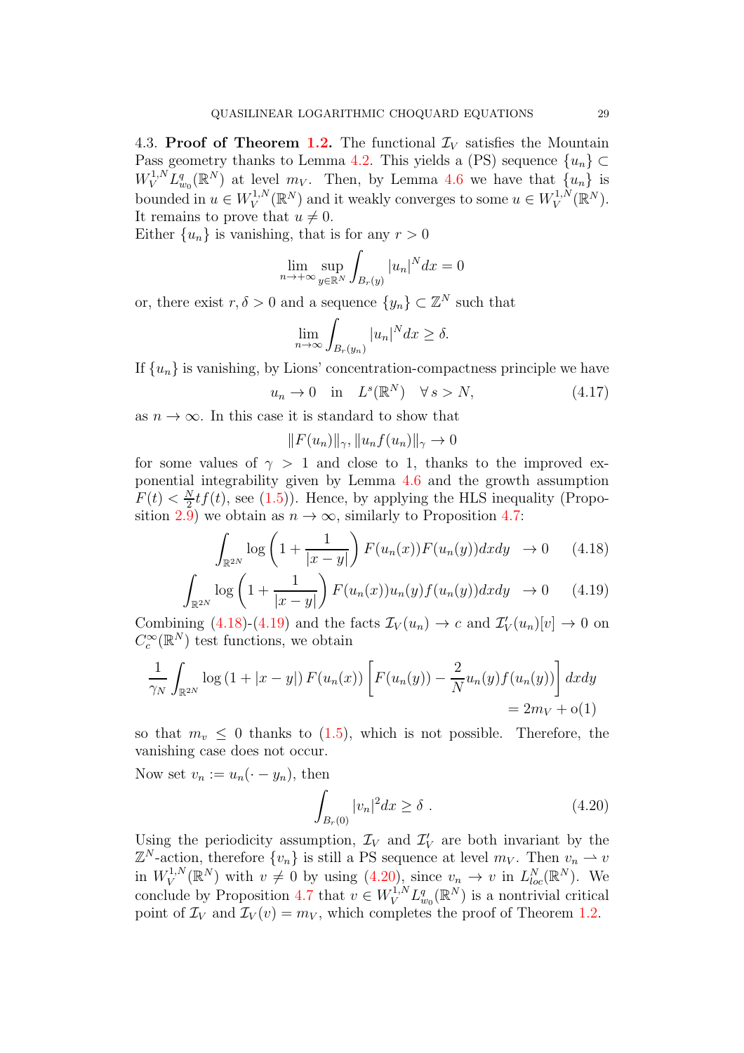4.3. **Proof of Theorem 1.2.** The functional $\mathcal{I}_V$ satisfies the Mountain Pass geometry thanks to Lemma 4.2. This yields a (PS) sequence $\{u_n\} \subset W_V^{1,N} L^q_{w_0}(\mathbb{R}^N)$ at level $m_V$. Then, by Lemma 4.6 we have that $\{u_n\}$ is bounded in $u \in W_V^{1,N}(\mathbb{R}^N)$ and it weakly converges to some $u \in W_V^{1,N}(\mathbb{R}^N)$. It remains to prove that $u \neq 0$.
Either $\{u_n\}$ is vanishing, that is for any $r > 0$

$$\lim_{n\to+\infty} \sup_{y\in\mathbb{R}^N} \int_{B_r(y)} |u_n|^N dx = 0$$

or, there exist $r, \delta > 0$ and a sequence $\{y_n\} \subset \mathbb{Z}^N$ such that

$$\lim_{n\to\infty} \int_{B_r(y_n)} |u_n|^N dx \geq \delta.$$

If $\{u_n\}$ is vanishing, by Lions' concentration-compactness principle we have

$$u_n \to 0 \quad \text{in} \quad L^s(\mathbb{R}^N) \quad \forall\, s > N, \tag{4.17}$$

as $n \to \infty$. In this case it is standard to show that

$$\|F(u_n)\|_\gamma, \|u_n f(u_n)\|_\gamma \to 0$$

for some values of $\gamma > 1$ and close to 1, thanks to the improved exponential integrability given by Lemma 4.6 and the growth assumption $F(t) < \frac{N}{2} t f(t)$, see (1.5)). Hence, by applying the HLS inequality (Proposition 2.9) we obtain as $n \to \infty$, similarly to Proposition 4.7:

$$\int_{\mathbb{R}^{2N}} \log\left(1 + \frac{1}{|x-y|}\right) F(u_n(x)) F(u_n(y)) dx dy \ \to 0 \tag{4.18}$$

$$\int_{\mathbb{R}^{2N}} \log\left(1 + \frac{1}{|x-y|}\right) F(u_n(x)) u_n(y) f(u_n(y)) dx dy \ \to 0 \tag{4.19}$$

Combining (4.18)-(4.19) and the facts $\mathcal{I}_V(u_n) \to c$ and $\mathcal{I}_V'(u_n)[v] \to 0$ on $C_c^\infty(\mathbb{R}^N)$ test functions, we obtain

$$\frac{1}{\gamma_N} \int_{\mathbb{R}^{2N}} \log\left(1 + |x-y|\right) F(u_n(x)) \left[F(u_n(y)) - \frac{2}{N} u_n(y) f(u_n(y))\right] dx dy = 2m_V + \mathrm{o}(1)$$

so that $m_v \leq 0$ thanks to (1.5), which is not possible. Therefore, the vanishing case does not occur.
Now set $v_n := u_n(\cdot - y_n)$, then

$$\int_{B_r(0)} |v_n|^2 dx \geq \delta\ . \tag{4.20}$$

Using the periodicity assumption, $\mathcal{I}_V$ and $\mathcal{I}_V'$ are both invariant by the $\mathbb{Z}^N$-action, therefore $\{v_n\}$ is still a PS sequence at level $m_V$. Then $v_n \rightharpoonup v$ in $W_V^{1,N}(\mathbb{R}^N)$ with $v \neq 0$ by using (4.20), since $v_n \to v$ in $L^N_{loc}(\mathbb{R}^N)$. We conclude by Proposition 4.7 that $v \in W_V^{1,N} L^q_{w_0}(\mathbb{R}^N)$ is a nontrivial critical point of $\mathcal{I}_V$ and $\mathcal{I}_V(v) = m_V$, which completes the proof of Theorem 1.2.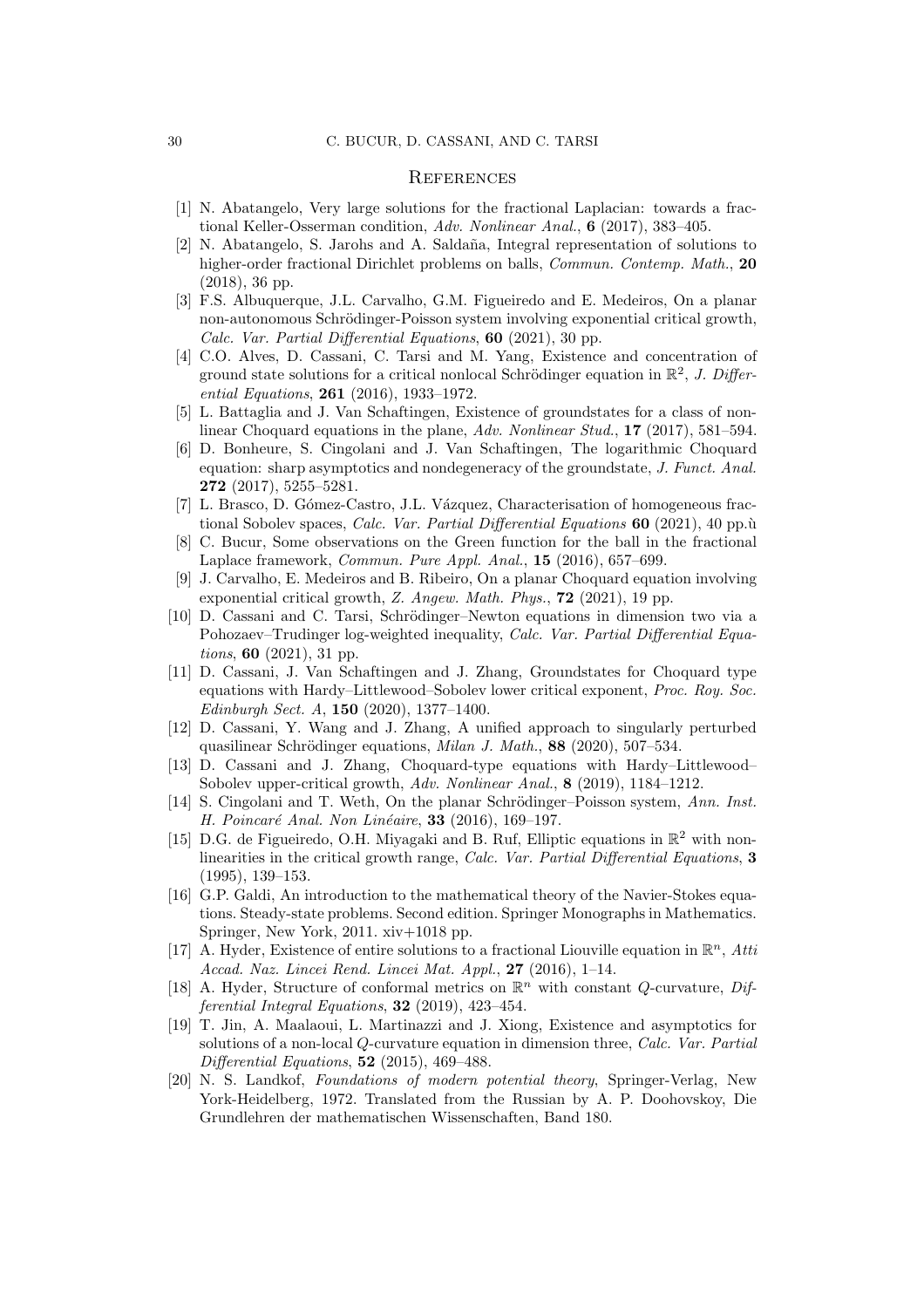# References

[1] N. Abatangelo, Very large solutions for the fractional Laplacian: towards a fractional Keller-Osserman condition, *Adv. Nonlinear Anal.*, **6** (2017), 383–405.

[2] N. Abatangelo, S. Jarohs and A. Saldaña, Integral representation of solutions to higher-order fractional Dirichlet problems on balls, *Commun. Contemp. Math.*, **20** (2018), 36 pp.

[3] F.S. Albuquerque, J.L. Carvalho, G.M. Figueiredo and E. Medeiros, On a planar non-autonomous Schrödinger-Poisson system involving exponential critical growth, *Calc. Var. Partial Differential Equations*, **60** (2021), 30 pp.

[4] C.O. Alves, D. Cassani, C. Tarsi and M. Yang, Existence and concentration of ground state solutions for a critical nonlocal Schrödinger equation in $\mathbb{R}^2$, *J. Differential Equations*, **261** (2016), 1933–1972.

[5] L. Battaglia and J. Van Schaftingen, Existence of groundstates for a class of nonlinear Choquard equations in the plane, *Adv. Nonlinear Stud.*, **17** (2017), 581–594.

[6] D. Bonheure, S. Cingolani and J. Van Schaftingen, The logarithmic Choquard equation: sharp asymptotics and nondegeneracy of the groundstate, *J. Funct. Anal.* **272** (2017), 5255–5281.

[7] L. Brasco, D. Gómez-Castro, J.L. Vázquez, Characterisation of homogeneous fractional Sobolev spaces, *Calc. Var. Partial Differential Equations* **60** (2021), 40 pp.ù

[8] C. Bucur, Some observations on the Green function for the ball in the fractional Laplace framework, *Commun. Pure Appl. Anal.*, **15** (2016), 657–699.

[9] J. Carvalho, E. Medeiros and B. Ribeiro, On a planar Choquard equation involving exponential critical growth, *Z. Angew. Math. Phys.*, **72** (2021), 19 pp.

[10] D. Cassani and C. Tarsi, Schrödinger–Newton equations in dimension two via a Pohozaev–Trudinger log-weighted inequality, *Calc. Var. Partial Differential Equations*, **60** (2021), 31 pp.

[11] D. Cassani, J. Van Schaftingen and J. Zhang, Groundstates for Choquard type equations with Hardy–Littlewood–Sobolev lower critical exponent, *Proc. Roy. Soc. Edinburgh Sect. A*, **150** (2020), 1377–1400.

[12] D. Cassani, Y. Wang and J. Zhang, A unified approach to singularly perturbed quasilinear Schrödinger equations, *Milan J. Math.*, **88** (2020), 507–534.

[13] D. Cassani and J. Zhang, Choquard-type equations with Hardy–Littlewood–Sobolev upper-critical growth, *Adv. Nonlinear Anal.*, **8** (2019), 1184–1212.

[14] S. Cingolani and T. Weth, On the planar Schrödinger–Poisson system, *Ann. Inst. H. Poincaré Anal. Non Linéaire*, **33** (2016), 169–197.

[15] D.G. de Figueiredo, O.H. Miyagaki and B. Ruf, Elliptic equations in $\mathbb{R}^2$ with nonlinearities in the critical growth range, *Calc. Var. Partial Differential Equations*, **3** (1995), 139–153.

[16] G.P. Galdi, An introduction to the mathematical theory of the Navier-Stokes equations. Steady-state problems. Second edition. Springer Monographs in Mathematics. Springer, New York, 2011. xiv+1018 pp.

[17] A. Hyder, Existence of entire solutions to a fractional Liouville equation in $\mathbb{R}^n$, *Atti Accad. Naz. Lincei Rend. Lincei Mat. Appl.*, **27** (2016), 1–14.

[18] A. Hyder, Structure of conformal metrics on $\mathbb{R}^n$ with constant $Q$-curvature, *Differential Integral Equations*, **32** (2019), 423–454.

[19] T. Jin, A. Maalaoui, L. Martinazzi and J. Xiong, Existence and asymptotics for solutions of a non-local $Q$-curvature equation in dimension three, *Calc. Var. Partial Differential Equations*, **52** (2015), 469–488.

[20] N. S. Landkof, *Foundations of modern potential theory*, Springer-Verlag, New York-Heidelberg, 1972. Translated from the Russian by A. P. Doohovskoy, Die Grundlehren der mathematischen Wissenschaften, Band 180.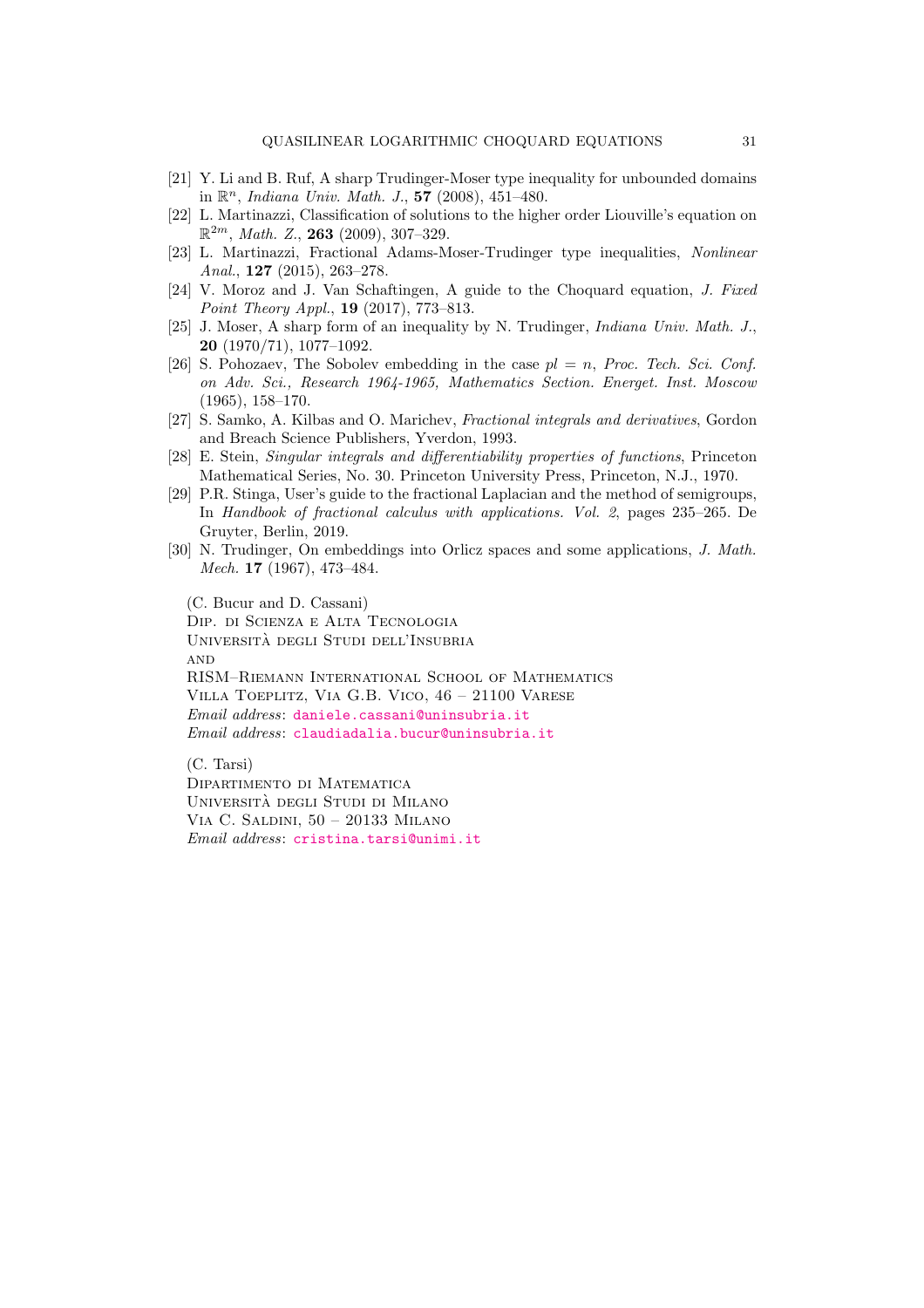[21] Y. Li and B. Ruf, A sharp Trudinger-Moser type inequality for unbounded domains in $\mathbb{R}^n$, *Indiana Univ. Math. J.*, **57** (2008), 451–480.

[22] L. Martinazzi, Classification of solutions to the higher order Liouville's equation on $\mathbb{R}^{2m}$, *Math. Z.*, **263** (2009), 307–329.

[23] L. Martinazzi, Fractional Adams-Moser-Trudinger type inequalities, *Nonlinear Anal.*, **127** (2015), 263–278.

[24] V. Moroz and J. Van Schaftingen, A guide to the Choquard equation, *J. Fixed Point Theory Appl.*, **19** (2017), 773–813.

[25] J. Moser, A sharp form of an inequality by N. Trudinger, *Indiana Univ. Math. J.*, **20** (1970/71), 1077–1092.

[26] S. Pohozaev, The Sobolev embedding in the case $pl = n$, *Proc. Tech. Sci. Conf. on Adv. Sci., Research 1964-1965, Mathematics Section. Energet. Inst. Moscow* (1965), 158–170.

[27] S. Samko, A. Kilbas and O. Marichev, *Fractional integrals and derivatives*, Gordon and Breach Science Publishers, Yverdon, 1993.

[28] E. Stein, *Singular integrals and differentiability properties of functions*, Princeton Mathematical Series, No. 30. Princeton University Press, Princeton, N.J., 1970.

[29] P.R. Stinga, User's guide to the fractional Laplacian and the method of semigroups, In *Handbook of fractional calculus with applications. Vol. 2*, pages 235–265. De Gruyter, Berlin, 2019.

[30] N. Trudinger, On embeddings into Orlicz spaces and some applications, *J. Math. Mech.* **17** (1967), 473–484.

(C. Bucur and D. Cassani)
Dip. di Scienza e Alta Tecnologia
Università degli Studi dell'Insubria
and
RISM–Riemann International School of Mathematics
Villa Toeplitz, Via G.B. Vico, 46 – 21100 Varese
*Email address*: daniele.cassani@uninsubria.it
*Email address*: claudiadalia.bucur@uninsubria.it

(C. Tarsi)
Dipartimento di Matematica
Università degli Studi di Milano
Via C. Saldini, 50 – 20133 Milano
*Email address*: cristina.tarsi@unimi.it